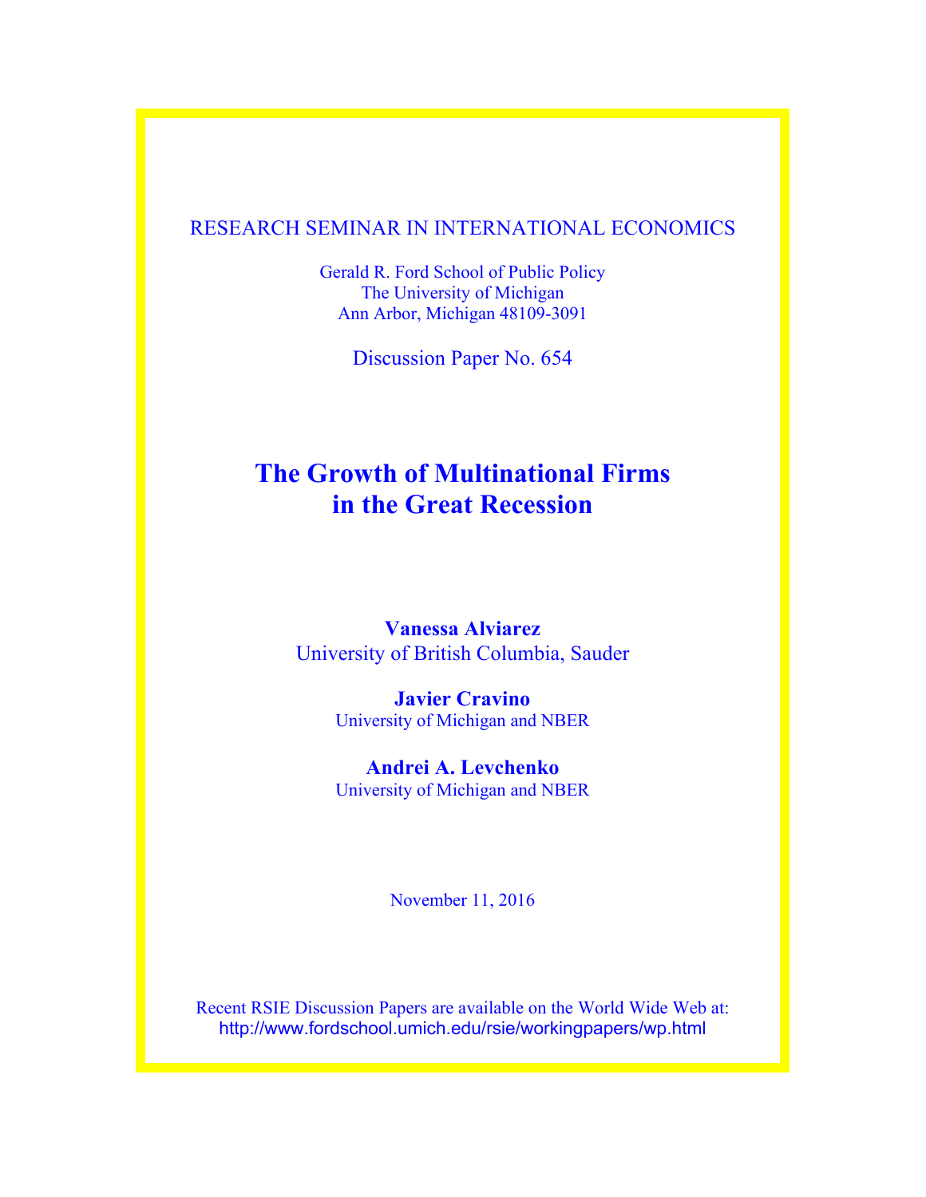RESEARCH SEMINAR IN INTERNATIONAL ECONOMICS

Gerald R. Ford School of Public Policy
The University of Michigan
Ann Arbor, Michigan 48109-3091

Discussion Paper No. 654

# The Growth of Multinational Firms in the Great Recession

**Vanessa Alviarez**
University of British Columbia, Sauder

**Javier Cravino**
University of Michigan and NBER

**Andrei A. Levchenko**
University of Michigan and NBER

November 11, 2016

Recent RSIE Discussion Papers are available on the World Wide Web at:
http://www.fordschool.umich.edu/rsie/workingpapers/wp.html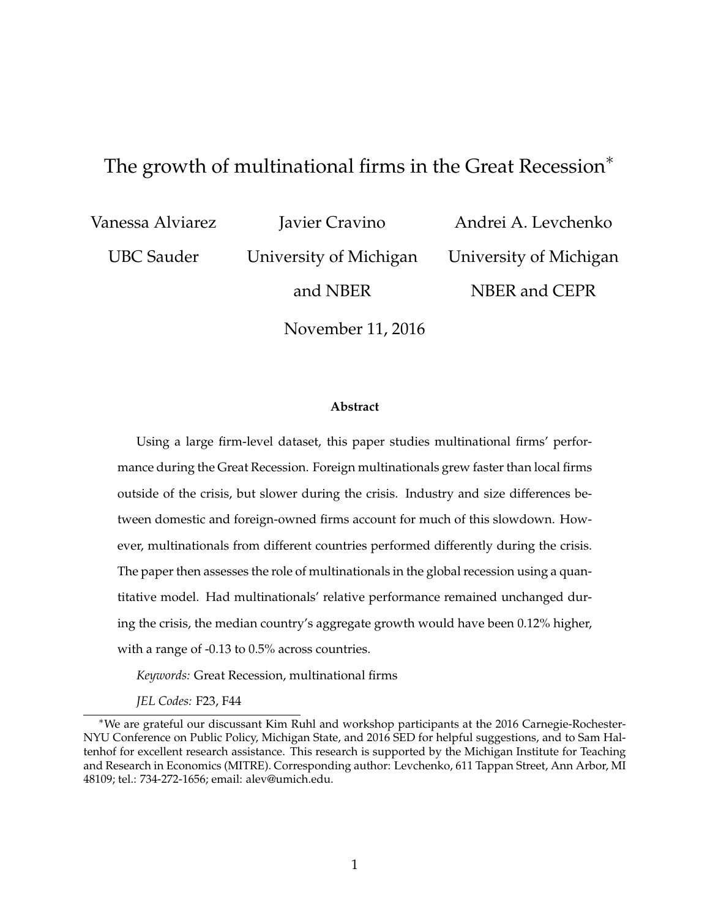# The growth of multinational firms in the Great Recession*

Vanessa Alviarez
UBC Sauder

Javier Cravino
University of Michigan and NBER

Andrei A. Levchenko
University of Michigan
NBER and CEPR

November 11, 2016

**Abstract**

Using a large firm-level dataset, this paper studies multinational firms' performance during the Great Recession. Foreign multinationals grew faster than local firms outside of the crisis, but slower during the crisis. Industry and size differences between domestic and foreign-owned firms account for much of this slowdown. However, multinationals from different countries performed differently during the crisis. The paper then assesses the role of multinationals in the global recession using a quantitative model. Had multinationals' relative performance remained unchanged during the crisis, the median country's aggregate growth would have been 0.12% higher, with a range of -0.13 to 0.5% across countries.

*Keywords:* Great Recession, multinational firms

*JEL Codes:* F23, F44

*We are grateful our discussant Kim Ruhl and workshop participants at the 2016 Carnegie-Rochester-NYU Conference on Public Policy, Michigan State, and 2016 SED for helpful suggestions, and to Sam Haltenhof for excellent research assistance. This research is supported by the Michigan Institute for Teaching and Research in Economics (MITRE). Corresponding author: Levchenko, 611 Tappan Street, Ann Arbor, MI 48109; tel.: 734-272-1656; email: alev@umich.edu.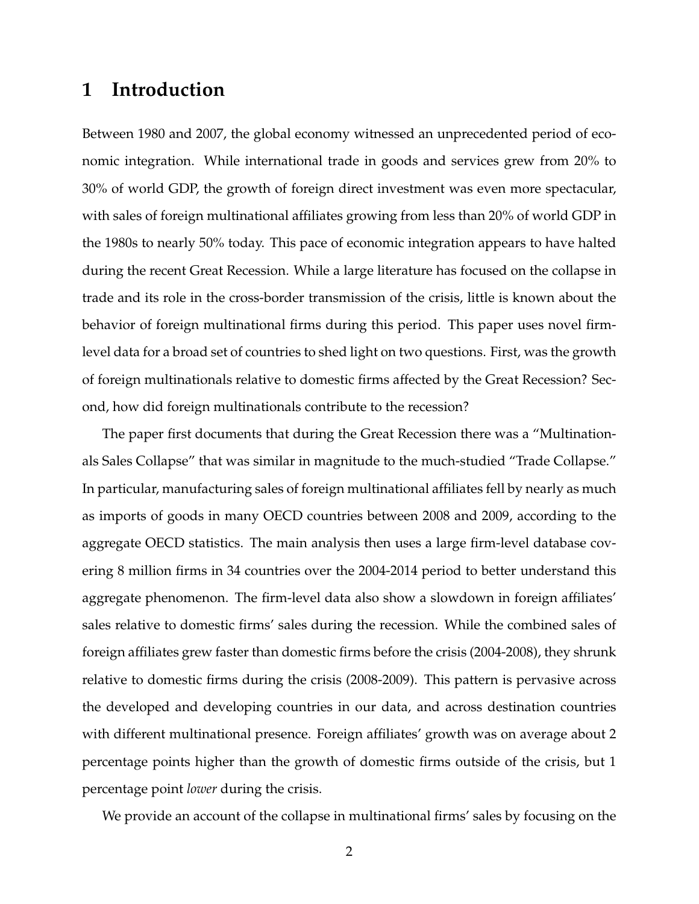# 1 Introduction

Between 1980 and 2007, the global economy witnessed an unprecedented period of economic integration. While international trade in goods and services grew from 20% to 30% of world GDP, the growth of foreign direct investment was even more spectacular, with sales of foreign multinational affiliates growing from less than 20% of world GDP in the 1980s to nearly 50% today. This pace of economic integration appears to have halted during the recent Great Recession. While a large literature has focused on the collapse in trade and its role in the cross-border transmission of the crisis, little is known about the behavior of foreign multinational firms during this period. This paper uses novel firm-level data for a broad set of countries to shed light on two questions. First, was the growth of foreign multinationals relative to domestic firms affected by the Great Recession? Second, how did foreign multinationals contribute to the recession?

The paper first documents that during the Great Recession there was a "Multinationals Sales Collapse" that was similar in magnitude to the much-studied "Trade Collapse." In particular, manufacturing sales of foreign multinational affiliates fell by nearly as much as imports of goods in many OECD countries between 2008 and 2009, according to the aggregate OECD statistics. The main analysis then uses a large firm-level database covering 8 million firms in 34 countries over the 2004-2014 period to better understand this aggregate phenomenon. The firm-level data also show a slowdown in foreign affiliates' sales relative to domestic firms' sales during the recession. While the combined sales of foreign affiliates grew faster than domestic firms before the crisis (2004-2008), they shrunk relative to domestic firms during the crisis (2008-2009). This pattern is pervasive across the developed and developing countries in our data, and across destination countries with different multinational presence. Foreign affiliates' growth was on average about 2 percentage points higher than the growth of domestic firms outside of the crisis, but 1 percentage point *lower* during the crisis.

We provide an account of the collapse in multinational firms' sales by focusing on the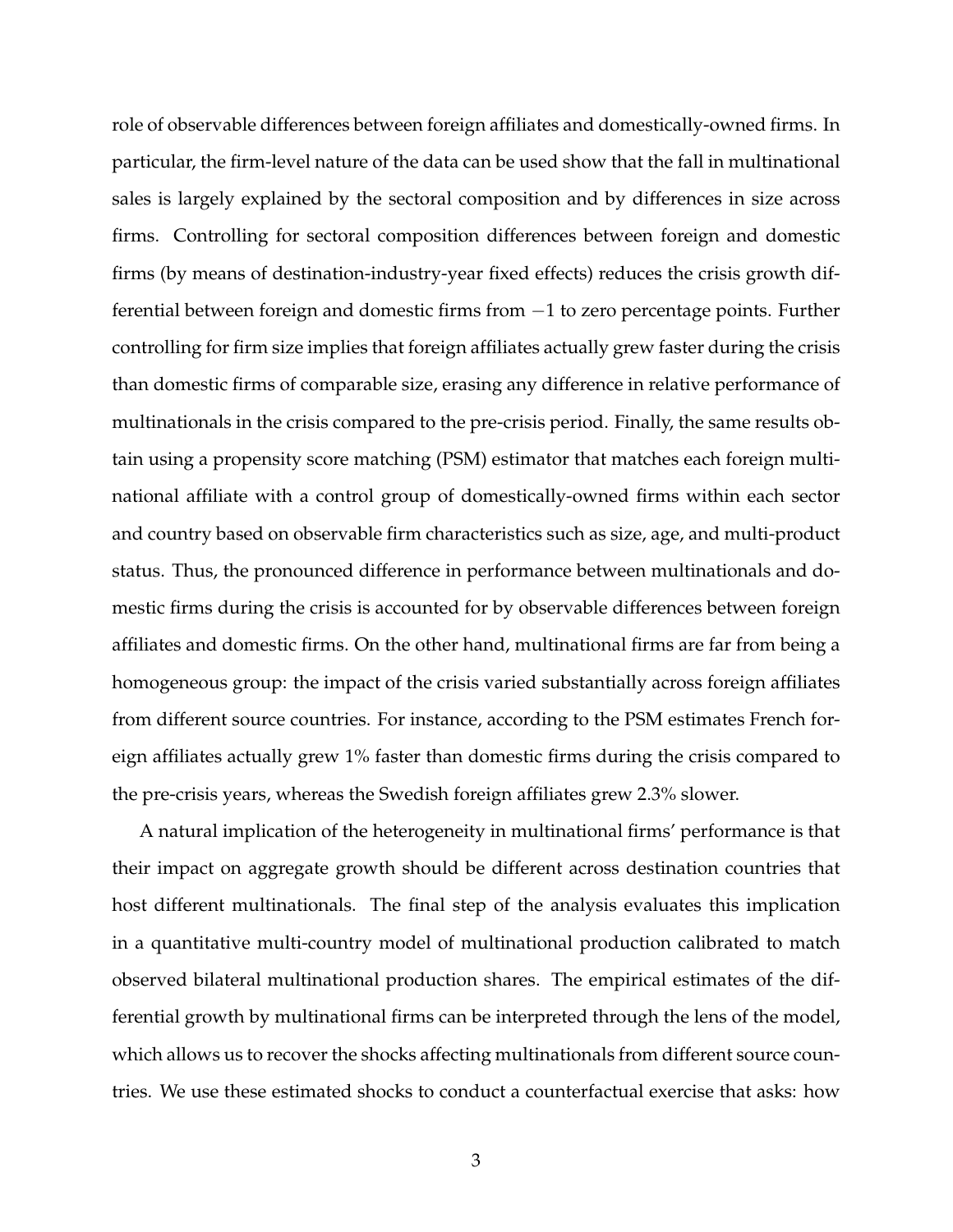role of observable differences between foreign affiliates and domestically-owned firms. In particular, the firm-level nature of the data can be used show that the fall in multinational sales is largely explained by the sectoral composition and by differences in size across firms. Controlling for sectoral composition differences between foreign and domestic firms (by means of destination-industry-year fixed effects) reduces the crisis growth differential between foreign and domestic firms from $-1$ to zero percentage points. Further controlling for firm size implies that foreign affiliates actually grew faster during the crisis than domestic firms of comparable size, erasing any difference in relative performance of multinationals in the crisis compared to the pre-crisis period. Finally, the same results obtain using a propensity score matching (PSM) estimator that matches each foreign multinational affiliate with a control group of domestically-owned firms within each sector and country based on observable firm characteristics such as size, age, and multi-product status. Thus, the pronounced difference in performance between multinationals and domestic firms during the crisis is accounted for by observable differences between foreign affiliates and domestic firms. On the other hand, multinational firms are far from being a homogeneous group: the impact of the crisis varied substantially across foreign affiliates from different source countries. For instance, according to the PSM estimates French foreign affiliates actually grew 1% faster than domestic firms during the crisis compared to the pre-crisis years, whereas the Swedish foreign affiliates grew 2.3% slower.

A natural implication of the heterogeneity in multinational firms' performance is that their impact on aggregate growth should be different across destination countries that host different multinationals. The final step of the analysis evaluates this implication in a quantitative multi-country model of multinational production calibrated to match observed bilateral multinational production shares. The empirical estimates of the differential growth by multinational firms can be interpreted through the lens of the model, which allows us to recover the shocks affecting multinationals from different source countries. We use these estimated shocks to conduct a counterfactual exercise that asks: how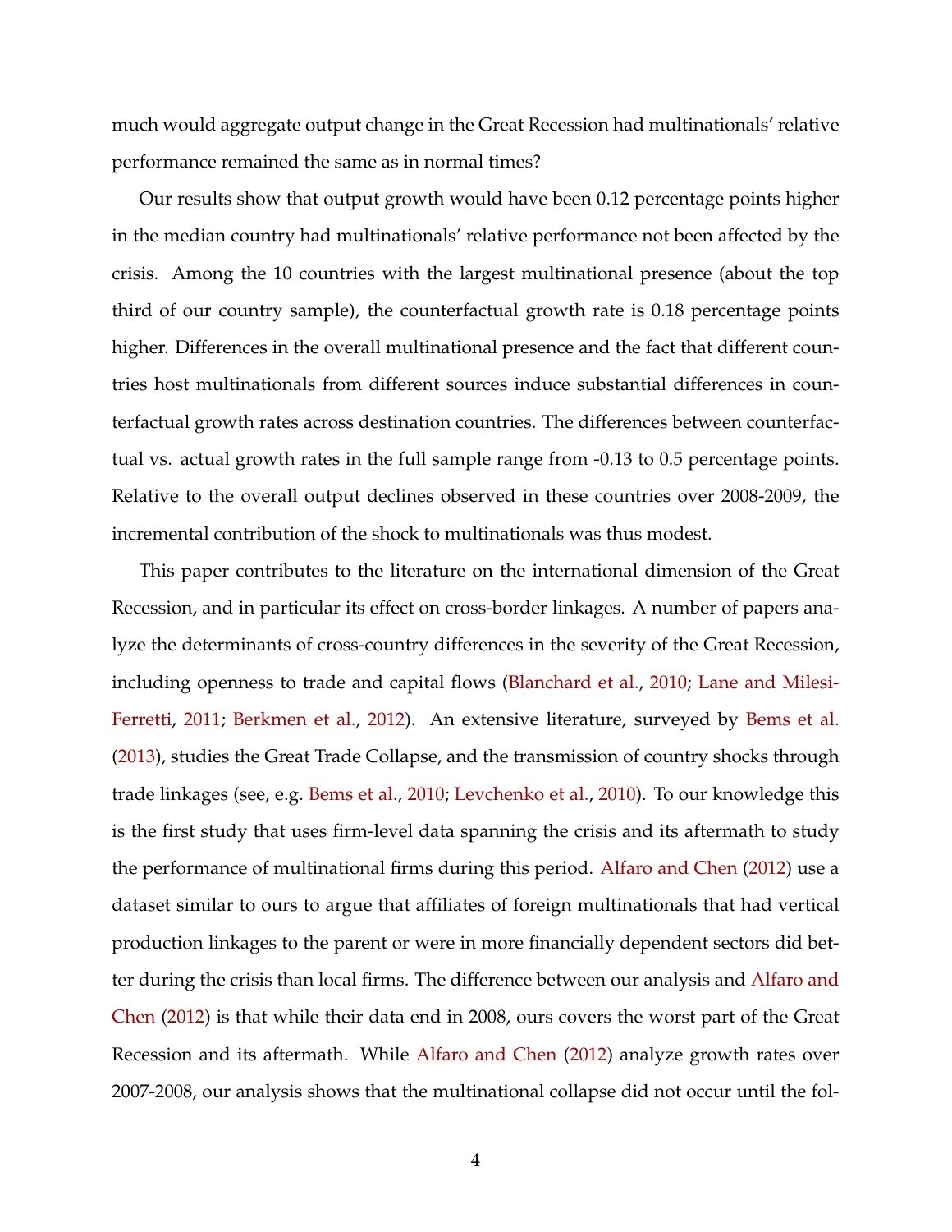much would aggregate output change in the Great Recession had multinationals' relative performance remained the same as in normal times?

Our results show that output growth would have been 0.12 percentage points higher in the median country had multinationals' relative performance not been affected by the crisis. Among the 10 countries with the largest multinational presence (about the top third of our country sample), the counterfactual growth rate is 0.18 percentage points higher. Differences in the overall multinational presence and the fact that different countries host multinationals from different sources induce substantial differences in counterfactual growth rates across destination countries. The differences between counterfactual vs. actual growth rates in the full sample range from -0.13 to 0.5 percentage points. Relative to the overall output declines observed in these countries over 2008-2009, the incremental contribution of the shock to multinationals was thus modest.

This paper contributes to the literature on the international dimension of the Great Recession, and in particular its effect on cross-border linkages. A number of papers analyze the determinants of cross-country differences in the severity of the Great Recession, including openness to trade and capital flows (Blanchard et al., 2010; Lane and Milesi-Ferretti, 2011; Berkmen et al., 2012). An extensive literature, surveyed by Bems et al. (2013), studies the Great Trade Collapse, and the transmission of country shocks through trade linkages (see, e.g. Bems et al., 2010; Levchenko et al., 2010). To our knowledge this is the first study that uses firm-level data spanning the crisis and its aftermath to study the performance of multinational firms during this period. Alfaro and Chen (2012) use a dataset similar to ours to argue that affiliates of foreign multinationals that had vertical production linkages to the parent or were in more financially dependent sectors did better during the crisis than local firms. The difference between our analysis and Alfaro and Chen (2012) is that while their data end in 2008, ours covers the worst part of the Great Recession and its aftermath. While Alfaro and Chen (2012) analyze growth rates over 2007-2008, our analysis shows that the multinational collapse did not occur until the fol-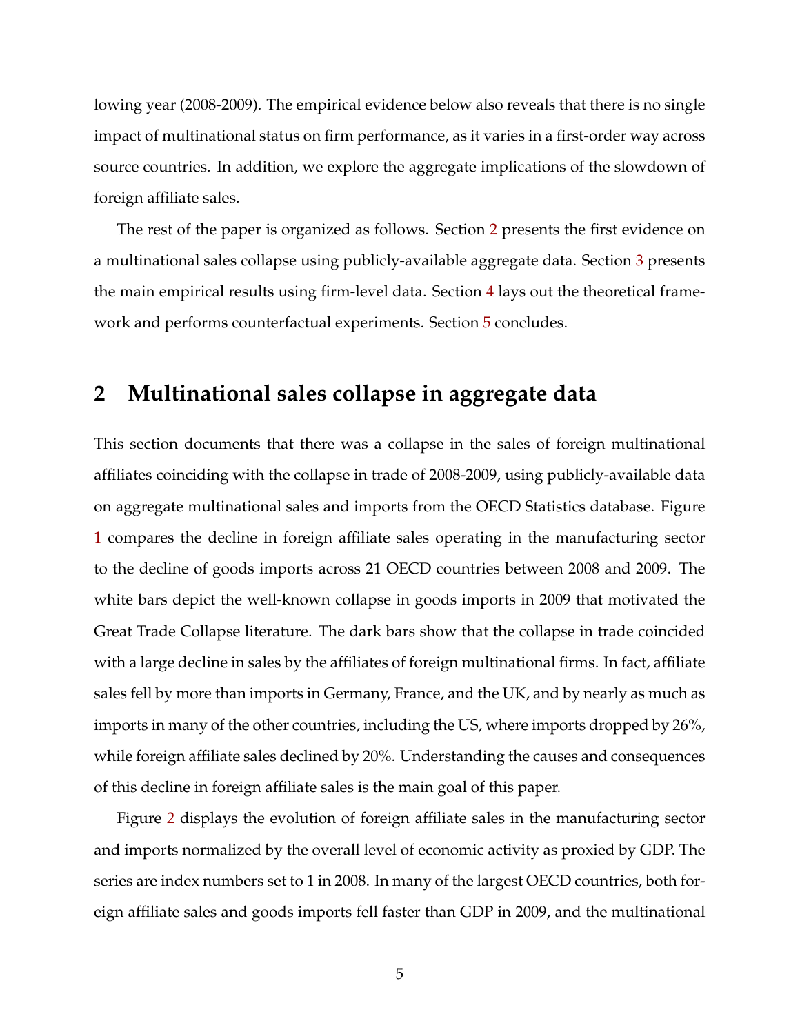lowing year (2008-2009). The empirical evidence below also reveals that there is no single impact of multinational status on firm performance, as it varies in a first-order way across source countries. In addition, we explore the aggregate implications of the slowdown of foreign affiliate sales.

The rest of the paper is organized as follows. Section 2 presents the first evidence on a multinational sales collapse using publicly-available aggregate data. Section 3 presents the main empirical results using firm-level data. Section 4 lays out the theoretical framework and performs counterfactual experiments. Section 5 concludes.

## 2 Multinational sales collapse in aggregate data

This section documents that there was a collapse in the sales of foreign multinational affiliates coinciding with the collapse in trade of 2008-2009, using publicly-available data on aggregate multinational sales and imports from the OECD Statistics database. Figure 1 compares the decline in foreign affiliate sales operating in the manufacturing sector to the decline of goods imports across 21 OECD countries between 2008 and 2009. The white bars depict the well-known collapse in goods imports in 2009 that motivated the Great Trade Collapse literature. The dark bars show that the collapse in trade coincided with a large decline in sales by the affiliates of foreign multinational firms. In fact, affiliate sales fell by more than imports in Germany, France, and the UK, and by nearly as much as imports in many of the other countries, including the US, where imports dropped by 26%, while foreign affiliate sales declined by 20%. Understanding the causes and consequences of this decline in foreign affiliate sales is the main goal of this paper.

Figure 2 displays the evolution of foreign affiliate sales in the manufacturing sector and imports normalized by the overall level of economic activity as proxied by GDP. The series are index numbers set to 1 in 2008. In many of the largest OECD countries, both foreign affiliate sales and goods imports fell faster than GDP in 2009, and the multinational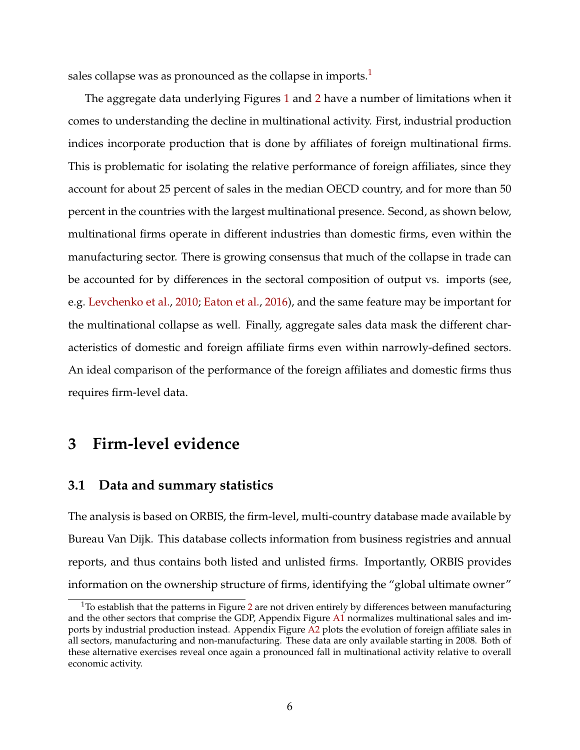sales collapse was as pronounced as the collapse in imports.[1]

The aggregate data underlying Figures 1 and 2 have a number of limitations when it comes to understanding the decline in multinational activity. First, industrial production indices incorporate production that is done by affiliates of foreign multinational firms. This is problematic for isolating the relative performance of foreign affiliates, since they account for about 25 percent of sales in the median OECD country, and for more than 50 percent in the countries with the largest multinational presence. Second, as shown below, multinational firms operate in different industries than domestic firms, even within the manufacturing sector. There is growing consensus that much of the collapse in trade can be accounted for by differences in the sectoral composition of output vs. imports (see, e.g. Levchenko et al., 2010; Eaton et al., 2016), and the same feature may be important for the multinational collapse as well. Finally, aggregate sales data mask the different characteristics of domestic and foreign affiliate firms even within narrowly-defined sectors. An ideal comparison of the performance of the foreign affiliates and domestic firms thus requires firm-level data.

# 3 Firm-level evidence

## 3.1 Data and summary statistics

The analysis is based on ORBIS, the firm-level, multi-country database made available by Bureau Van Dijk. This database collects information from business registries and annual reports, and thus contains both listed and unlisted firms. Importantly, ORBIS provides information on the ownership structure of firms, identifying the "global ultimate owner"

[1] To establish that the patterns in Figure 2 are not driven entirely by differences between manufacturing and the other sectors that comprise the GDP, Appendix Figure A1 normalizes multinational sales and imports by industrial production instead. Appendix Figure A2 plots the evolution of foreign affiliate sales in all sectors, manufacturing and non-manufacturing. These data are only available starting in 2008. Both of these alternative exercises reveal once again a pronounced fall in multinational activity relative to overall economic activity.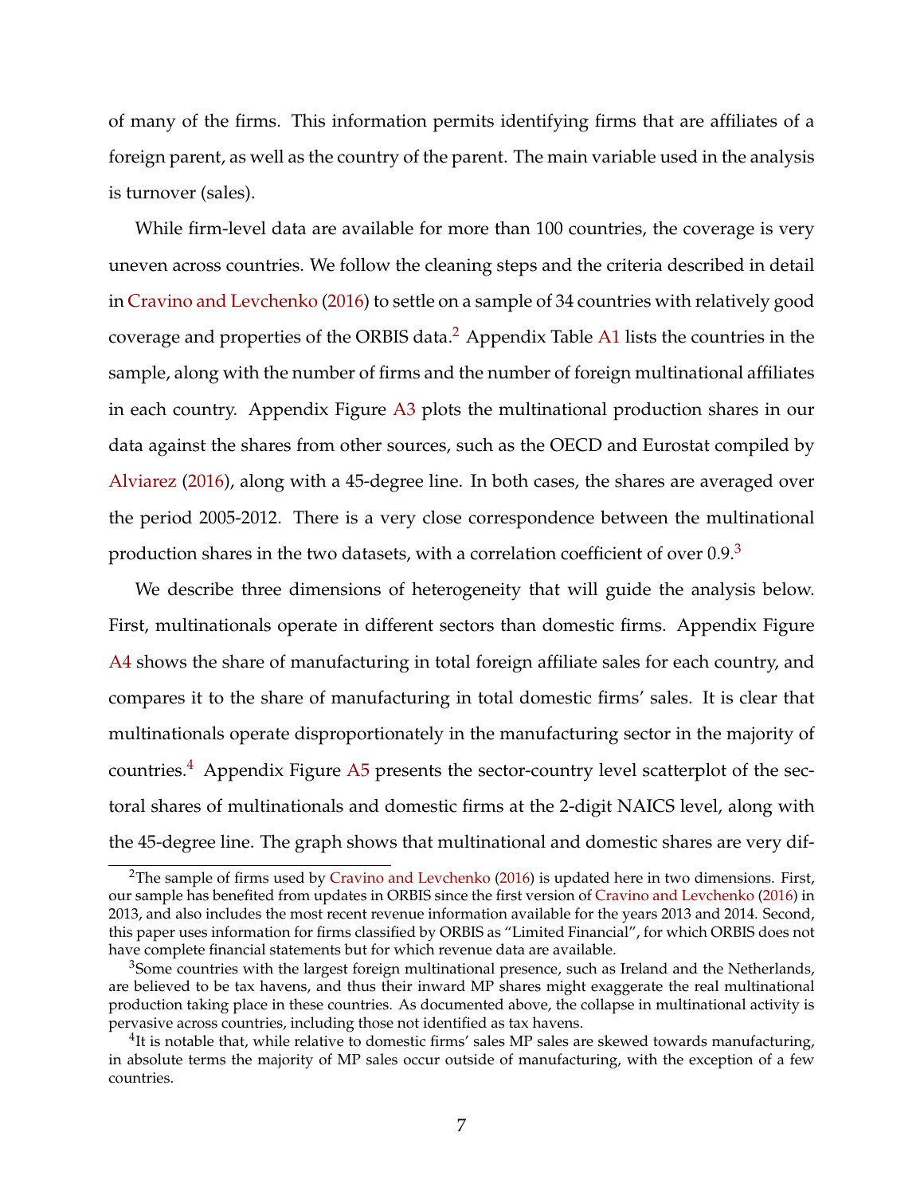of many of the firms. This information permits identifying firms that are affiliates of a foreign parent, as well as the country of the parent. The main variable used in the analysis is turnover (sales).

While firm-level data are available for more than 100 countries, the coverage is very uneven across countries. We follow the cleaning steps and the criteria described in detail in Cravino and Levchenko (2016) to settle on a sample of 34 countries with relatively good coverage and properties of the ORBIS data.[2] Appendix Table A1 lists the countries in the sample, along with the number of firms and the number of foreign multinational affiliates in each country. Appendix Figure A3 plots the multinational production shares in our data against the shares from other sources, such as the OECD and Eurostat compiled by Alviarez (2016), along with a 45-degree line. In both cases, the shares are averaged over the period 2005-2012. There is a very close correspondence between the multinational production shares in the two datasets, with a correlation coefficient of over 0.9.[3]

We describe three dimensions of heterogeneity that will guide the analysis below. First, multinationals operate in different sectors than domestic firms. Appendix Figure A4 shows the share of manufacturing in total foreign affiliate sales for each country, and compares it to the share of manufacturing in total domestic firms' sales. It is clear that multinationals operate disproportionately in the manufacturing sector in the majority of countries.[4] Appendix Figure A5 presents the sector-country level scatterplot of the sectoral shares of multinationals and domestic firms at the 2-digit NAICS level, along with the 45-degree line. The graph shows that multinational and domestic shares are very dif-

[2] The sample of firms used by Cravino and Levchenko (2016) is updated here in two dimensions. First, our sample has benefited from updates in ORBIS since the first version of Cravino and Levchenko (2016) in 2013, and also includes the most recent revenue information available for the years 2013 and 2014. Second, this paper uses information for firms classified by ORBIS as "Limited Financial", for which ORBIS does not have complete financial statements but for which revenue data are available.

[3] Some countries with the largest foreign multinational presence, such as Ireland and the Netherlands, are believed to be tax havens, and thus their inward MP shares might exaggerate the real multinational production taking place in these countries. As documented above, the collapse in multinational activity is pervasive across countries, including those not identified as tax havens.

[4] It is notable that, while relative to domestic firms' sales MP sales are skewed towards manufacturing, in absolute terms the majority of MP sales occur outside of manufacturing, with the exception of a few countries.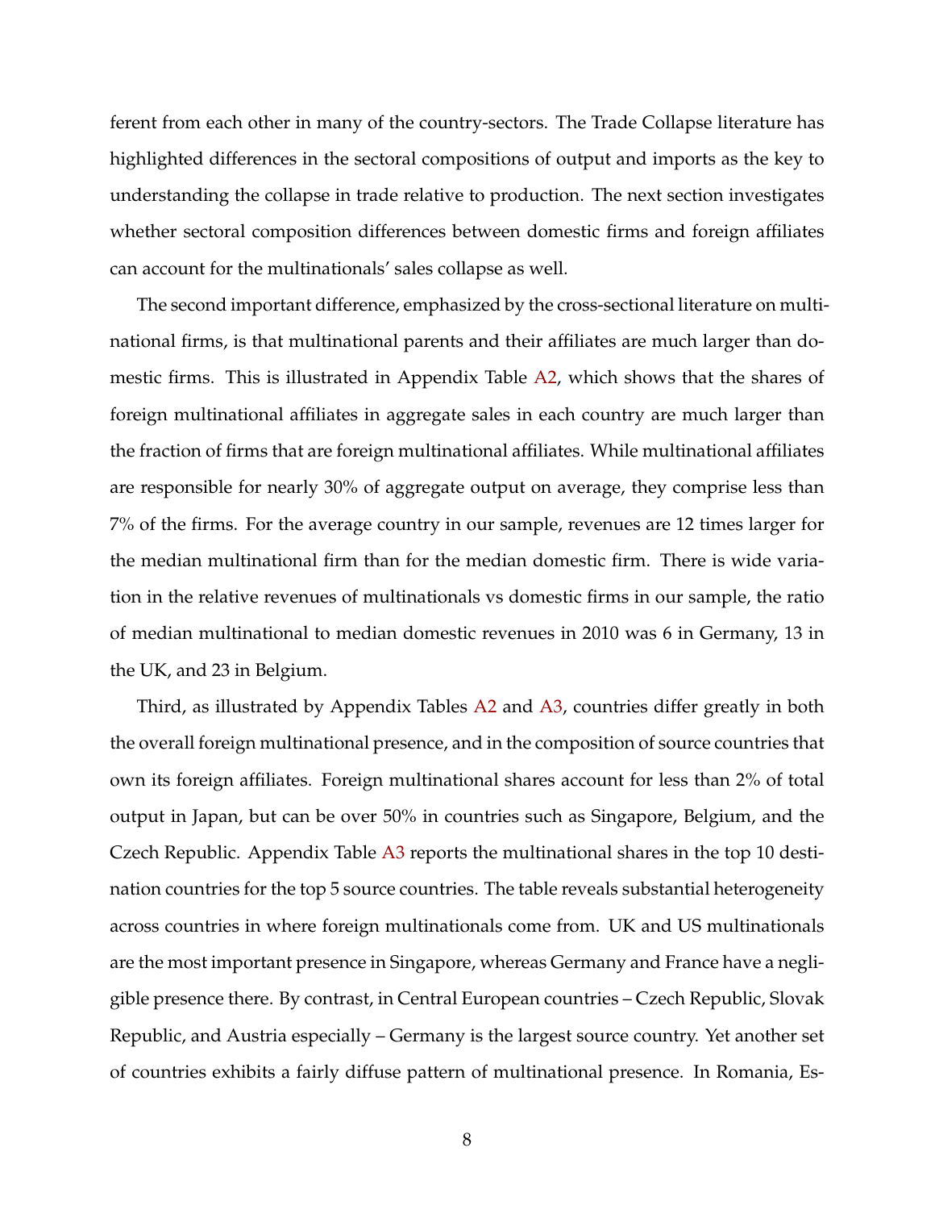ferent from each other in many of the country-sectors. The Trade Collapse literature has highlighted differences in the sectoral compositions of output and imports as the key to understanding the collapse in trade relative to production. The next section investigates whether sectoral composition differences between domestic firms and foreign affiliates can account for the multinationals' sales collapse as well.

The second important difference, emphasized by the cross-sectional literature on multinational firms, is that multinational parents and their affiliates are much larger than domestic firms. This is illustrated in Appendix Table A2, which shows that the shares of foreign multinational affiliates in aggregate sales in each country are much larger than the fraction of firms that are foreign multinational affiliates. While multinational affiliates are responsible for nearly 30% of aggregate output on average, they comprise less than 7% of the firms. For the average country in our sample, revenues are 12 times larger for the median multinational firm than for the median domestic firm. There is wide variation in the relative revenues of multinationals vs domestic firms in our sample, the ratio of median multinational to median domestic revenues in 2010 was 6 in Germany, 13 in the UK, and 23 in Belgium.

Third, as illustrated by Appendix Tables A2 and A3, countries differ greatly in both the overall foreign multinational presence, and in the composition of source countries that own its foreign affiliates. Foreign multinational shares account for less than 2% of total output in Japan, but can be over 50% in countries such as Singapore, Belgium, and the Czech Republic. Appendix Table A3 reports the multinational shares in the top 10 destination countries for the top 5 source countries. The table reveals substantial heterogeneity across countries in where foreign multinationals come from. UK and US multinationals are the most important presence in Singapore, whereas Germany and France have a negligible presence there. By contrast, in Central European countries – Czech Republic, Slovak Republic, and Austria especially – Germany is the largest source country. Yet another set of countries exhibits a fairly diffuse pattern of multinational presence. In Romania, Es-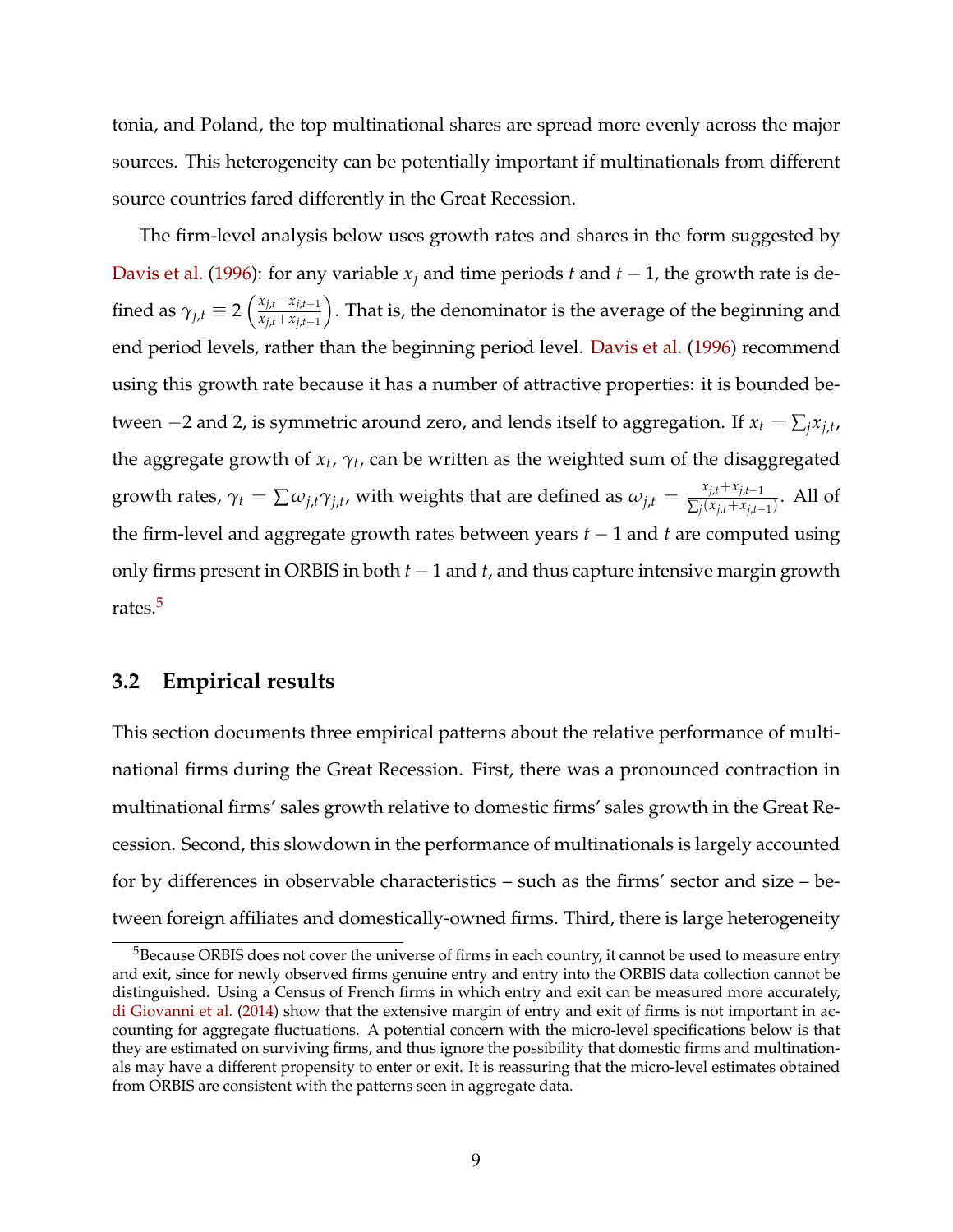tonia, and Poland, the top multinational shares are spread more evenly across the major sources. This heterogeneity can be potentially important if multinationals from different source countries fared differently in the Great Recession.

The firm-level analysis below uses growth rates and shares in the form suggested by Davis et al. (1996): for any variable $x_j$ and time periods $t$ and $t-1$, the growth rate is defined as $\gamma_{j,t} \equiv 2\left(\frac{x_{j,t}-x_{j,t-1}}{x_{j,t}+x_{j,t-1}}\right)$. That is, the denominator is the average of the beginning and end period levels, rather than the beginning period level. Davis et al. (1996) recommend using this growth rate because it has a number of attractive properties: it is bounded between $-2$ and 2, is symmetric around zero, and lends itself to aggregation. If $x_t = \sum_j x_{j,t}$, the aggregate growth of $x_t$, $\gamma_t$, can be written as the weighted sum of the disaggregated growth rates, $\gamma_t = \sum \omega_{j,t}\gamma_{j,t}$, with weights that are defined as $\omega_{j,t} = \frac{x_{j,t}+x_{j,t-1}}{\sum_j (x_{j,t}+x_{j,t-1})}$. All of the firm-level and aggregate growth rates between years $t-1$ and $t$ are computed using only firms present in ORBIS in both $t-1$ and $t$, and thus capture intensive margin growth rates.[5]

## 3.2 Empirical results

This section documents three empirical patterns about the relative performance of multinational firms during the Great Recession. First, there was a pronounced contraction in multinational firms' sales growth relative to domestic firms' sales growth in the Great Recession. Second, this slowdown in the performance of multinationals is largely accounted for by differences in observable characteristics – such as the firms' sector and size – between foreign affiliates and domestically-owned firms. Third, there is large heterogeneity

[5] Because ORBIS does not cover the universe of firms in each country, it cannot be used to measure entry and exit, since for newly observed firms genuine entry and entry into the ORBIS data collection cannot be distinguished. Using a Census of French firms in which entry and exit can be measured more accurately, di Giovanni et al. (2014) show that the extensive margin of entry and exit of firms is not important in accounting for aggregate fluctuations. A potential concern with the micro-level specifications below is that they are estimated on surviving firms, and thus ignore the possibility that domestic firms and multinationals may have a different propensity to enter or exit. It is reassuring that the micro-level estimates obtained from ORBIS are consistent with the patterns seen in aggregate data.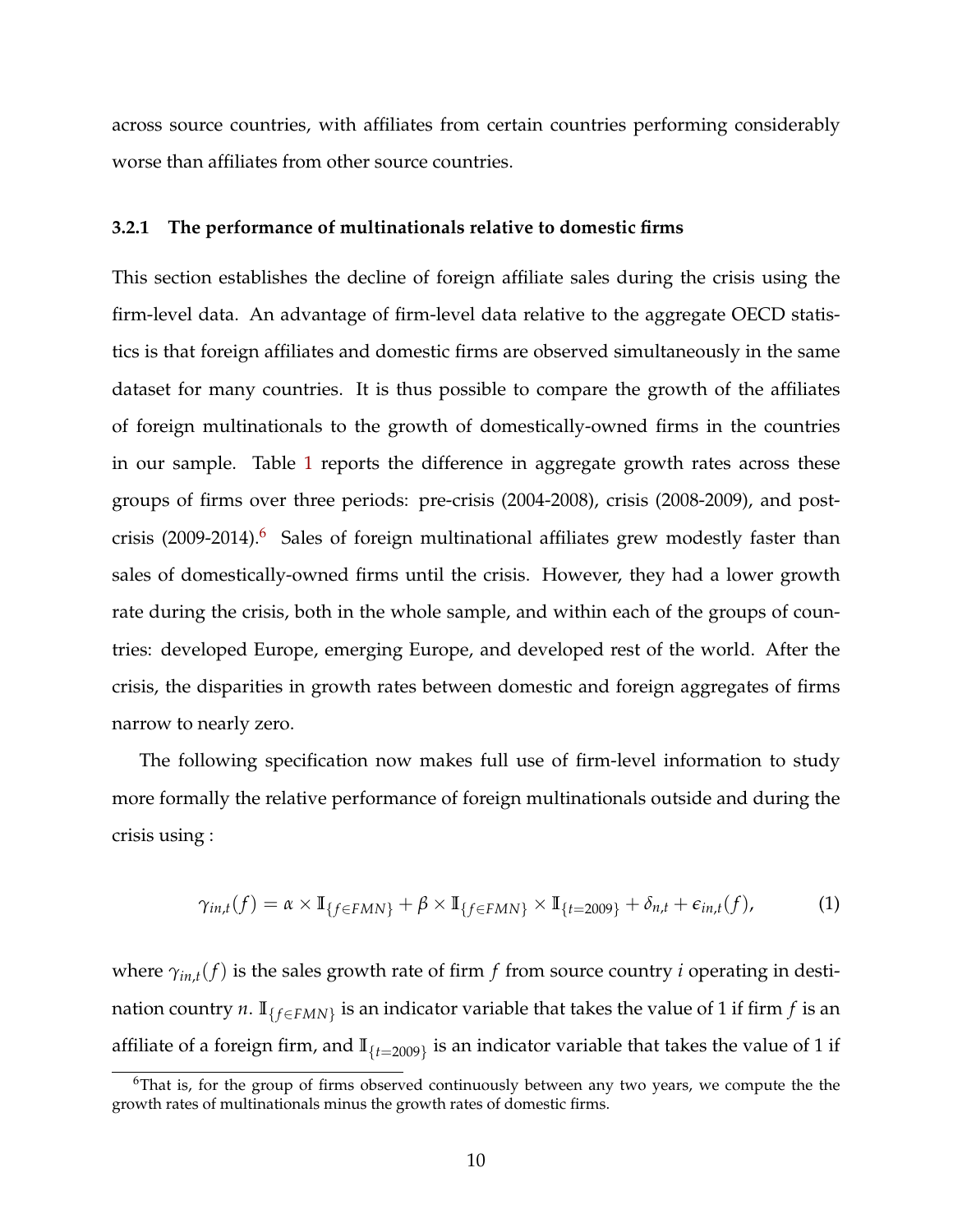across source countries, with affiliates from certain countries performing considerably worse than affiliates from other source countries.

### 3.2.1 The performance of multinationals relative to domestic firms

This section establishes the decline of foreign affiliate sales during the crisis using the firm-level data. An advantage of firm-level data relative to the aggregate OECD statistics is that foreign affiliates and domestic firms are observed simultaneously in the same dataset for many countries. It is thus possible to compare the growth of the affiliates of foreign multinationals to the growth of domestically-owned firms in the countries in our sample. Table 1 reports the difference in aggregate growth rates across these groups of firms over three periods: pre-crisis (2004-2008), crisis (2008-2009), and post-crisis (2009-2014).[6] Sales of foreign multinational affiliates grew modestly faster than sales of domestically-owned firms until the crisis. However, they had a lower growth rate during the crisis, both in the whole sample, and within each of the groups of countries: developed Europe, emerging Europe, and developed rest of the world. After the crisis, the disparities in growth rates between domestic and foreign aggregates of firms narrow to nearly zero.

The following specification now makes full use of firm-level information to study more formally the relative performance of foreign multinationals outside and during the crisis using :

$$\gamma_{in,t}(f) = \alpha \times \mathbb{I}_{\{f \in FMN\}} + \beta \times \mathbb{I}_{\{f \in FMN\}} \times \mathbb{I}_{\{t=2009\}} + \delta_{n,t} + \epsilon_{in,t}(f), \tag{1}$$

where $\gamma_{in,t}(f)$ is the sales growth rate of firm $f$ from source country $i$ operating in destination country $n$. $\mathbb{I}_{\{f \in FMN\}}$ is an indicator variable that takes the value of 1 if firm $f$ is an affiliate of a foreign firm, and $\mathbb{I}_{\{t=2009\}}$ is an indicator variable that takes the value of 1 if

[6] That is, for the group of firms observed continuously between any two years, we compute the the growth rates of multinationals minus the growth rates of domestic firms.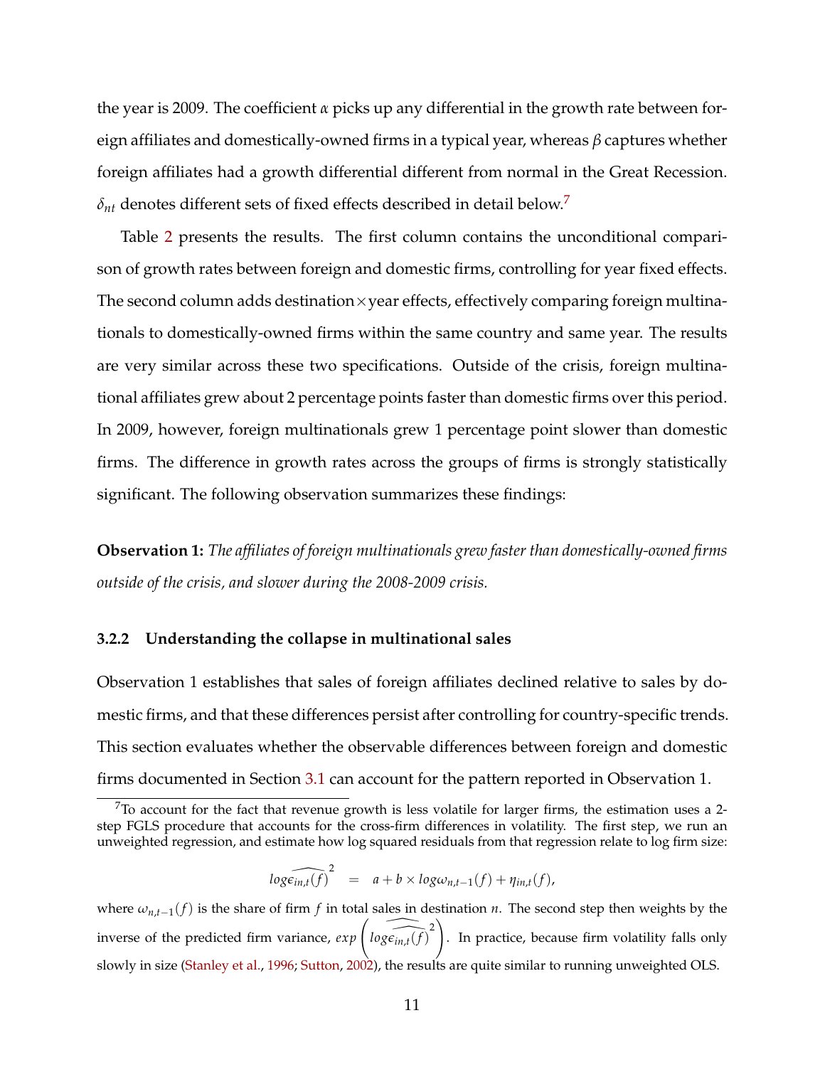the year is 2009. The coefficient $\alpha$ picks up any differential in the growth rate between foreign affiliates and domestically-owned firms in a typical year, whereas $\beta$ captures whether foreign affiliates had a growth differential different from normal in the Great Recession. $\delta_{nt}$ denotes different sets of fixed effects described in detail below.[7]

Table 2 presents the results. The first column contains the unconditional comparison of growth rates between foreign and domestic firms, controlling for year fixed effects. The second column adds destination×year effects, effectively comparing foreign multinationals to domestically-owned firms within the same country and same year. The results are very similar across these two specifications. Outside of the crisis, foreign multinational affiliates grew about 2 percentage points faster than domestic firms over this period. In 2009, however, foreign multinationals grew 1 percentage point slower than domestic firms. The difference in growth rates across the groups of firms is strongly statistically significant. The following observation summarizes these findings:

**Observation 1:** *The affiliates of foreign multinationals grew faster than domestically-owned firms outside of the crisis, and slower during the 2008-2009 crisis.*

#### 3.2.2 Understanding the collapse in multinational sales

Observation 1 establishes that sales of foreign affiliates declined relative to sales by domestic firms, and that these differences persist after controlling for country-specific trends. This section evaluates whether the observable differences between foreign and domestic firms documented in Section 3.1 can account for the pattern reported in Observation 1.

[7] To account for the fact that revenue growth is less volatile for larger firms, the estimation uses a 2-step FGLS procedure that accounts for the cross-firm differences in volatility. The first step, we run an unweighted regression, and estimate how log squared residuals from that regression relate to log firm size:

$$log\widehat{\epsilon_{in,t}(f)}^2 \quad = \quad a + b \times log\omega_{n,t-1}(f) + \eta_{in,t}(f),$$

where $\omega_{n,t-1}(f)$ is the share of firm $f$ in total sales in destination $n$. The second step then weights by the inverse of the predicted firm variance, $exp\left(\widehat{log\epsilon_{in,t}(f)^2}\right)$. In practice, because firm volatility falls only slowly in size (Stanley et al., 1996; Sutton, 2002), the results are quite similar to running unweighted OLS.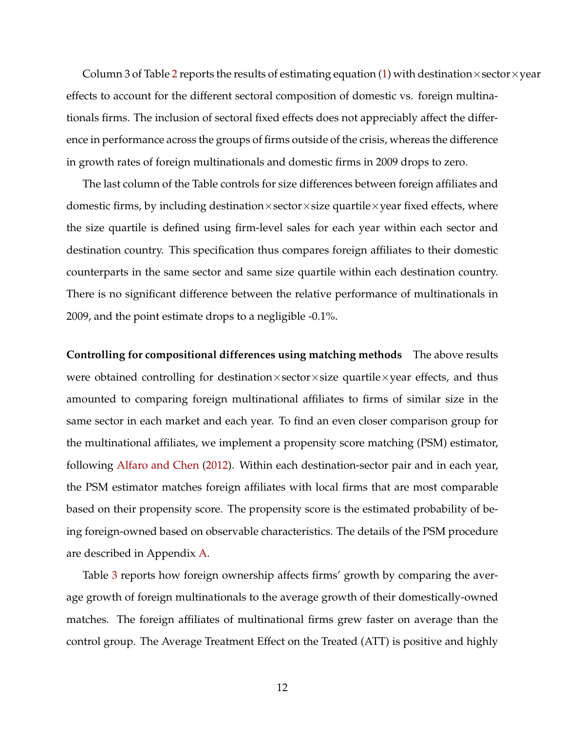Column 3 of Table 2 reports the results of estimating equation (1) with destination×sector×year effects to account for the different sectoral composition of domestic vs. foreign multinationals firms. The inclusion of sectoral fixed effects does not appreciably affect the difference in performance across the groups of firms outside of the crisis, whereas the difference in growth rates of foreign multinationals and domestic firms in 2009 drops to zero.

The last column of the Table controls for size differences between foreign affiliates and domestic firms, by including destination×sector×size quartile×year fixed effects, where the size quartile is defined using firm-level sales for each year within each sector and destination country. This specification thus compares foreign affiliates to their domestic counterparts in the same sector and same size quartile within each destination country. There is no significant difference between the relative performance of multinationals in 2009, and the point estimate drops to a negligible -0.1%.

**Controlling for compositional differences using matching methods** The above results were obtained controlling for destination×sector×size quartile×year effects, and thus amounted to comparing foreign multinational affiliates to firms of similar size in the same sector in each market and each year. To find an even closer comparison group for the multinational affiliates, we implement a propensity score matching (PSM) estimator, following Alfaro and Chen (2012). Within each destination-sector pair and in each year, the PSM estimator matches foreign affiliates with local firms that are most comparable based on their propensity score. The propensity score is the estimated probability of being foreign-owned based on observable characteristics. The details of the PSM procedure are described in Appendix A.

Table 3 reports how foreign ownership affects firms' growth by comparing the average growth of foreign multinationals to the average growth of their domestically-owned matches. The foreign affiliates of multinational firms grew faster on average than the control group. The Average Treatment Effect on the Treated (ATT) is positive and highly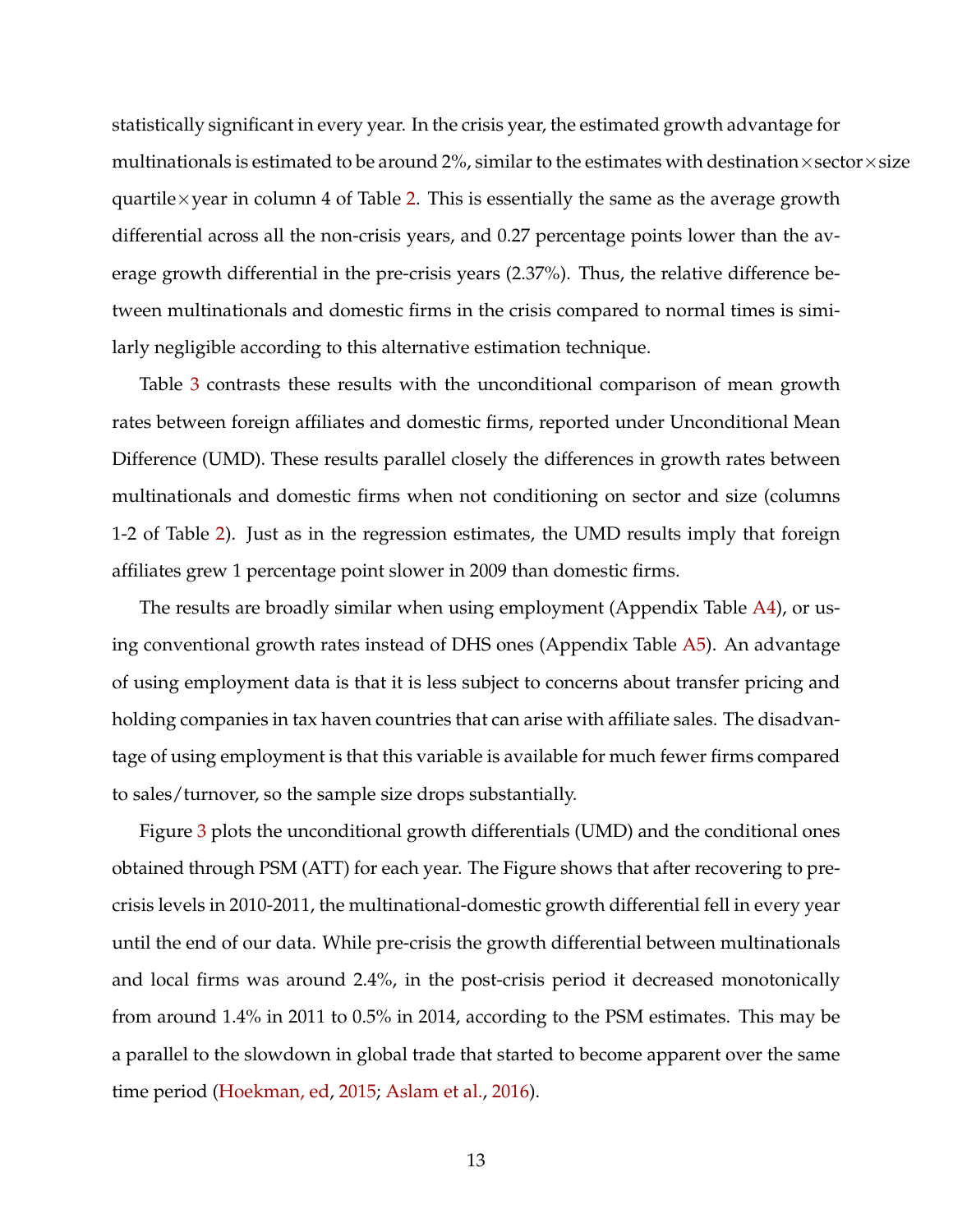statistically significant in every year. In the crisis year, the estimated growth advantage for multinationals is estimated to be around 2%, similar to the estimates with destination×sector×size quartile×year in column 4 of Table 2. This is essentially the same as the average growth differential across all the non-crisis years, and 0.27 percentage points lower than the average growth differential in the pre-crisis years (2.37%). Thus, the relative difference between multinationals and domestic firms in the crisis compared to normal times is similarly negligible according to this alternative estimation technique.

Table 3 contrasts these results with the unconditional comparison of mean growth rates between foreign affiliates and domestic firms, reported under Unconditional Mean Difference (UMD). These results parallel closely the differences in growth rates between multinationals and domestic firms when not conditioning on sector and size (columns 1-2 of Table 2). Just as in the regression estimates, the UMD results imply that foreign affiliates grew 1 percentage point slower in 2009 than domestic firms.

The results are broadly similar when using employment (Appendix Table A4), or using conventional growth rates instead of DHS ones (Appendix Table A5). An advantage of using employment data is that it is less subject to concerns about transfer pricing and holding companies in tax haven countries that can arise with affiliate sales. The disadvantage of using employment is that this variable is available for much fewer firms compared to sales/turnover, so the sample size drops substantially.

Figure 3 plots the unconditional growth differentials (UMD) and the conditional ones obtained through PSM (ATT) for each year. The Figure shows that after recovering to pre-crisis levels in 2010-2011, the multinational-domestic growth differential fell in every year until the end of our data. While pre-crisis the growth differential between multinationals and local firms was around 2.4%, in the post-crisis period it decreased monotonically from around 1.4% in 2011 to 0.5% in 2014, according to the PSM estimates. This may be a parallel to the slowdown in global trade that started to become apparent over the same time period (Hoekman, ed, 2015; Aslam et al., 2016).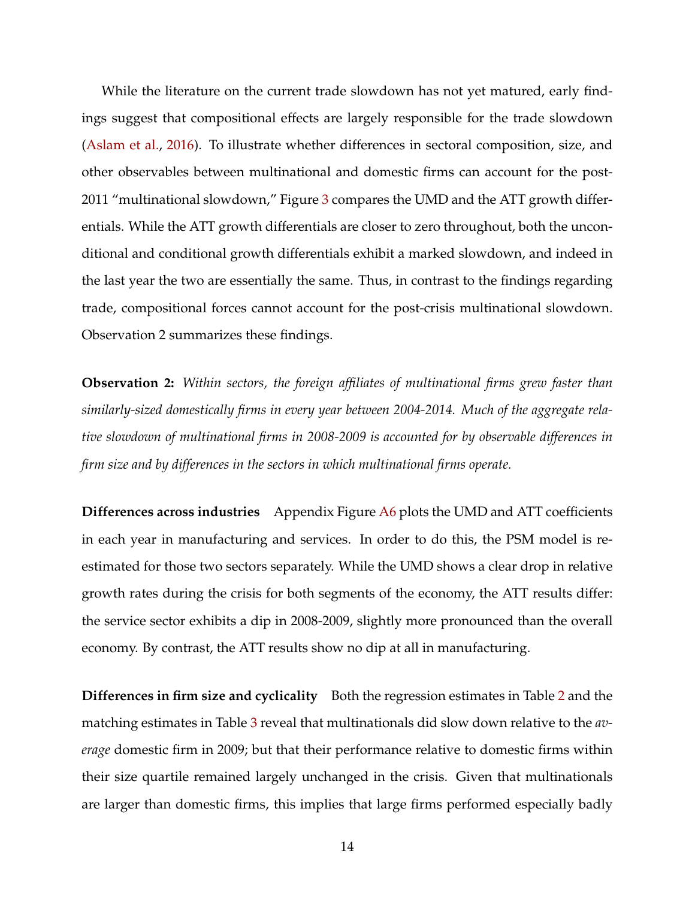While the literature on the current trade slowdown has not yet matured, early findings suggest that compositional effects are largely responsible for the trade slowdown (Aslam et al., 2016). To illustrate whether differences in sectoral composition, size, and other observables between multinational and domestic firms can account for the post-2011 "multinational slowdown," Figure 3 compares the UMD and the ATT growth differentials. While the ATT growth differentials are closer to zero throughout, both the unconditional and conditional growth differentials exhibit a marked slowdown, and indeed in the last year the two are essentially the same. Thus, in contrast to the findings regarding trade, compositional forces cannot account for the post-crisis multinational slowdown. Observation 2 summarizes these findings.

**Observation 2:** *Within sectors, the foreign affiliates of multinational firms grew faster than similarly-sized domestically firms in every year between 2004-2014. Much of the aggregate relative slowdown of multinational firms in 2008-2009 is accounted for by observable differences in firm size and by differences in the sectors in which multinational firms operate.*

**Differences across industries** Appendix Figure A6 plots the UMD and ATT coefficients in each year in manufacturing and services. In order to do this, the PSM model is re-estimated for those two sectors separately. While the UMD shows a clear drop in relative growth rates during the crisis for both segments of the economy, the ATT results differ: the service sector exhibits a dip in 2008-2009, slightly more pronounced than the overall economy. By contrast, the ATT results show no dip at all in manufacturing.

**Differences in firm size and cyclicality** Both the regression estimates in Table 2 and the matching estimates in Table 3 reveal that multinationals did slow down relative to the *average* domestic firm in 2009; but that their performance relative to domestic firms within their size quartile remained largely unchanged in the crisis. Given that multinationals are larger than domestic firms, this implies that large firms performed especially badly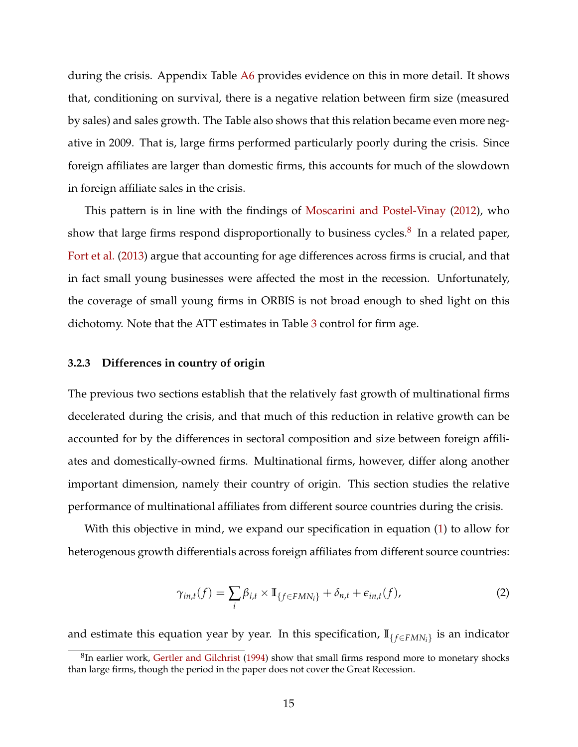during the crisis. Appendix Table A6 provides evidence on this in more detail. It shows that, conditioning on survival, there is a negative relation between firm size (measured by sales) and sales growth. The Table also shows that this relation became even more negative in 2009. That is, large firms performed particularly poorly during the crisis. Since foreign affiliates are larger than domestic firms, this accounts for much of the slowdown in foreign affiliate sales in the crisis.

This pattern is in line with the findings of Moscarini and Postel-Vinay (2012), who show that large firms respond disproportionally to business cycles.[8] In a related paper, Fort et al. (2013) argue that accounting for age differences across firms is crucial, and that in fact small young businesses were affected the most in the recession. Unfortunately, the coverage of small young firms in ORBIS is not broad enough to shed light on this dichotomy. Note that the ATT estimates in Table 3 control for firm age.

#### 3.2.3 Differences in country of origin

The previous two sections establish that the relatively fast growth of multinational firms decelerated during the crisis, and that much of this reduction in relative growth can be accounted for by the differences in sectoral composition and size between foreign affiliates and domestically-owned firms. Multinational firms, however, differ along another important dimension, namely their country of origin. This section studies the relative performance of multinational affiliates from different source countries during the crisis.

With this objective in mind, we expand our specification in equation (1) to allow for heterogenous growth differentials across foreign affiliates from different source countries:

$$\gamma_{in,t}(f) = \sum_i \beta_{i,t} \times \mathbb{I}_{\{f \in FMN_i\}} + \delta_{n,t} + \epsilon_{in,t}(f), \tag{2}$$

and estimate this equation year by year. In this specification, $\mathbb{I}_{\{f \in FMN_i\}}$ is an indicator

[8] In earlier work, Gertler and Gilchrist (1994) show that small firms respond more to monetary shocks than large firms, though the period in the paper does not cover the Great Recession.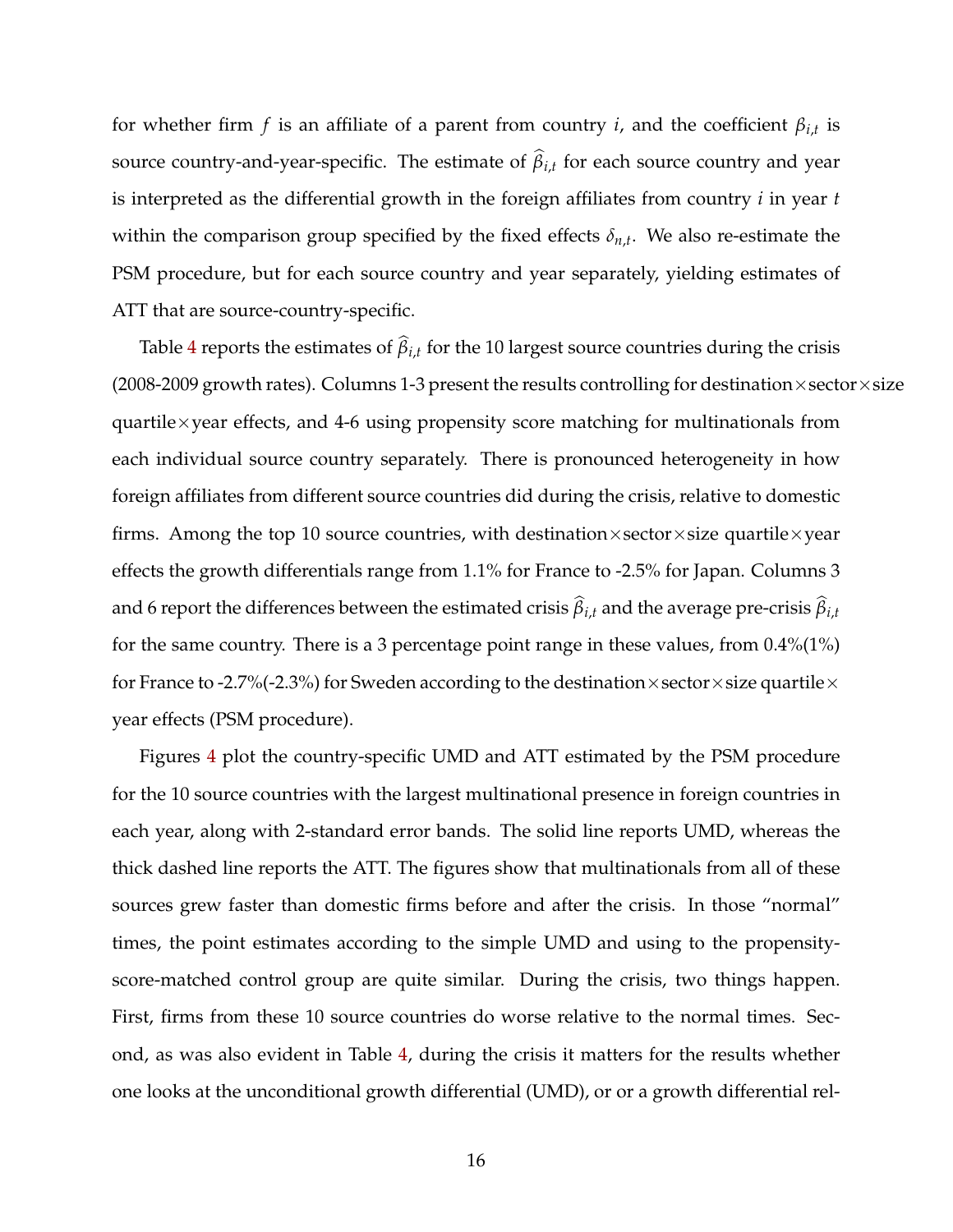for whether firm $f$ is an affiliate of a parent from country $i$, and the coefficient $\beta_{i,t}$ is source country-and-year-specific. The estimate of $\widehat{\beta}_{i,t}$ for each source country and year is interpreted as the differential growth in the foreign affiliates from country $i$ in year $t$ within the comparison group specified by the fixed effects $\delta_{n,t}$. We also re-estimate the PSM procedure, but for each source country and year separately, yielding estimates of ATT that are source-country-specific.

Table 4 reports the estimates of $\widehat{\beta}_{i,t}$ for the 10 largest source countries during the crisis (2008-2009 growth rates). Columns 1-3 present the results controlling for destination$\times$sector$\times$size quartile$\times$year effects, and 4-6 using propensity score matching for multinationals from each individual source country separately. There is pronounced heterogeneity in how foreign affiliates from different source countries did during the crisis, relative to domestic firms. Among the top 10 source countries, with destination$\times$sector$\times$size quartile$\times$year effects the growth differentials range from 1.1% for France to -2.5% for Japan. Columns 3 and 6 report the differences between the estimated crisis $\widehat{\beta}_{i,t}$ and the average pre-crisis $\widehat{\beta}_{i,t}$ for the same country. There is a 3 percentage point range in these values, from 0.4%(1%) for France to -2.7%(-2.3%) for Sweden according to the destination$\times$sector$\times$size quartile$\times$ year effects (PSM procedure).

Figures 4 plot the country-specific UMD and ATT estimated by the PSM procedure for the 10 source countries with the largest multinational presence in foreign countries in each year, along with 2-standard error bands. The solid line reports UMD, whereas the thick dashed line reports the ATT. The figures show that multinationals from all of these sources grew faster than domestic firms before and after the crisis. In those "normal" times, the point estimates according to the simple UMD and using to the propensity-score-matched control group are quite similar. During the crisis, two things happen. First, firms from these 10 source countries do worse relative to the normal times. Second, as was also evident in Table 4, during the crisis it matters for the results whether one looks at the unconditional growth differential (UMD), or or a growth differential rel-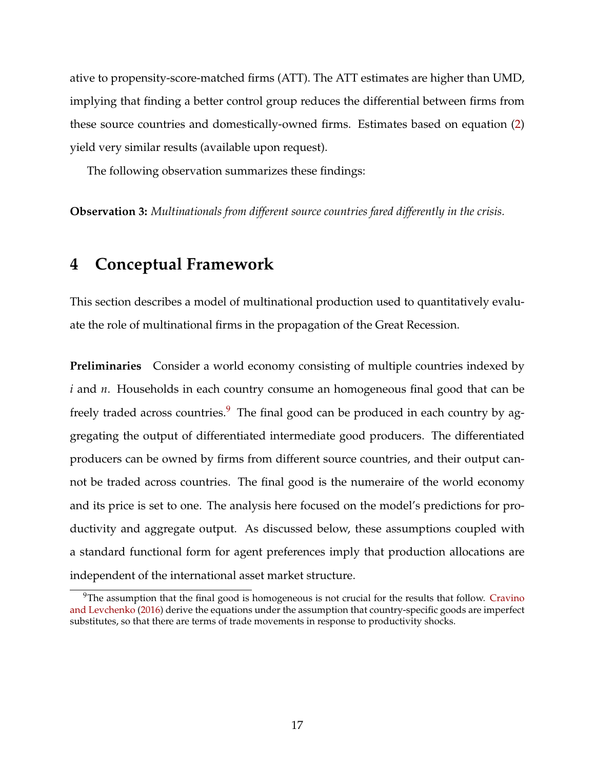ative to propensity-score-matched firms (ATT). The ATT estimates are higher than UMD, implying that finding a better control group reduces the differential between firms from these source countries and domestically-owned firms. Estimates based on equation (2) yield very similar results (available upon request).

The following observation summarizes these findings:

**Observation 3:** *Multinationals from different source countries fared differently in the crisis.*

# 4 Conceptual Framework

This section describes a model of multinational production used to quantitatively evaluate the role of multinational firms in the propagation of the Great Recession.

**Preliminaries** Consider a world economy consisting of multiple countries indexed by $i$ and $n$. Households in each country consume an homogeneous final good that can be freely traded across countries.[9] The final good can be produced in each country by aggregating the output of differentiated intermediate good producers. The differentiated producers can be owned by firms from different source countries, and their output cannot be traded across countries. The final good is the numeraire of the world economy and its price is set to one. The analysis here focused on the model's predictions for productivity and aggregate output. As discussed below, these assumptions coupled with a standard functional form for agent preferences imply that production allocations are independent of the international asset market structure.

[9] The assumption that the final good is homogeneous is not crucial for the results that follow. Cravino and Levchenko (2016) derive the equations under the assumption that country-specific goods are imperfect substitutes, so that there are terms of trade movements in response to productivity shocks.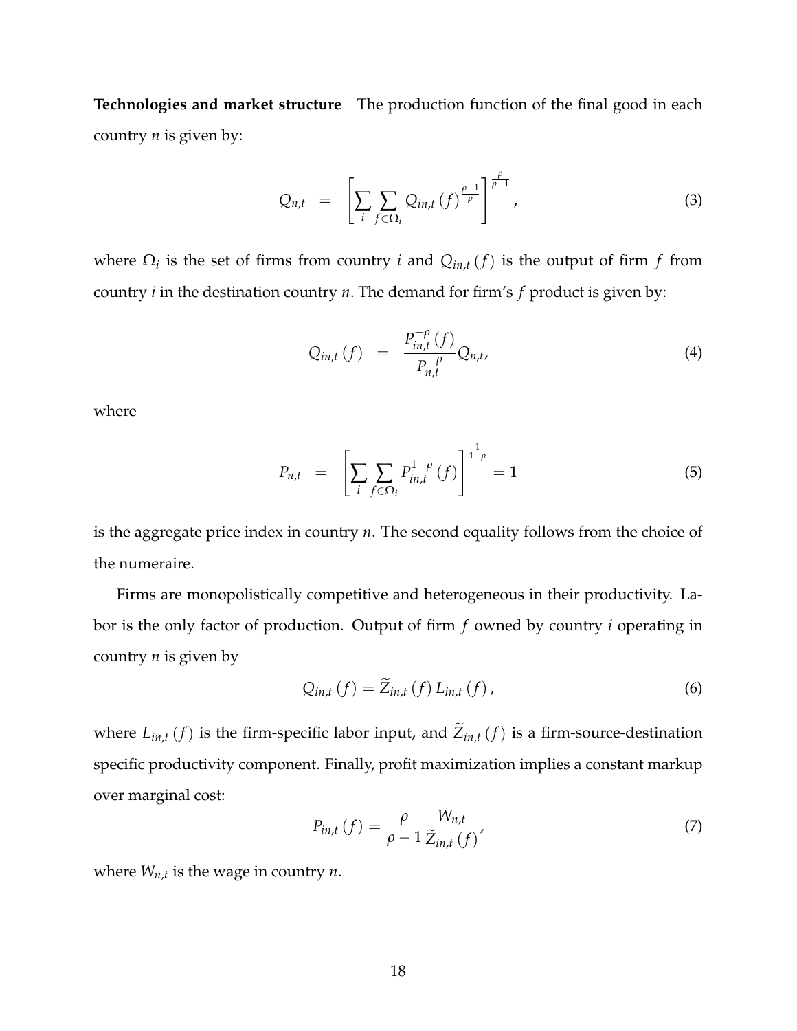**Technologies and market structure** The production function of the final good in each country $n$ is given by:

$$Q_{n,t} = \left[ \sum_{i} \sum_{f \in \Omega_i} Q_{in,t}(f)^{\frac{\rho-1}{\rho}} \right]^{\frac{\rho}{\rho-1}}, \tag{3}$$

where $\Omega_i$ is the set of firms from country $i$ and $Q_{in,t}(f)$ is the output of firm $f$ from country $i$ in the destination country $n$. The demand for firm's $f$ product is given by:

$$Q_{in,t}(f) = \frac{P_{in,t}^{-\rho}(f)}{P_{n,t}^{-\rho}} Q_{n,t}, \tag{4}$$

where

$$P_{n,t} = \left[ \sum_{i} \sum_{f \in \Omega_i} P_{in,t}^{1-\rho}(f) \right]^{\frac{1}{1-\rho}} = 1 \tag{5}$$

is the aggregate price index in country $n$. The second equality follows from the choice of the numeraire.

Firms are monopolistically competitive and heterogeneous in their productivity. Labor is the only factor of production. Output of firm $f$ owned by country $i$ operating in country $n$ is given by

$$Q_{in,t}(f) = \widetilde{Z}_{in,t}(f) L_{in,t}(f), \tag{6}$$

where $L_{in,t}(f)$ is the firm-specific labor input, and $\widetilde{Z}_{in,t}(f)$ is a firm-source-destination specific productivity component. Finally, profit maximization implies a constant markup over marginal cost:

$$P_{in,t}(f) = \frac{\rho}{\rho-1} \frac{W_{n,t}}{\widetilde{Z}_{in,t}(f)}, \tag{7}$$

where $W_{n,t}$ is the wage in country $n$.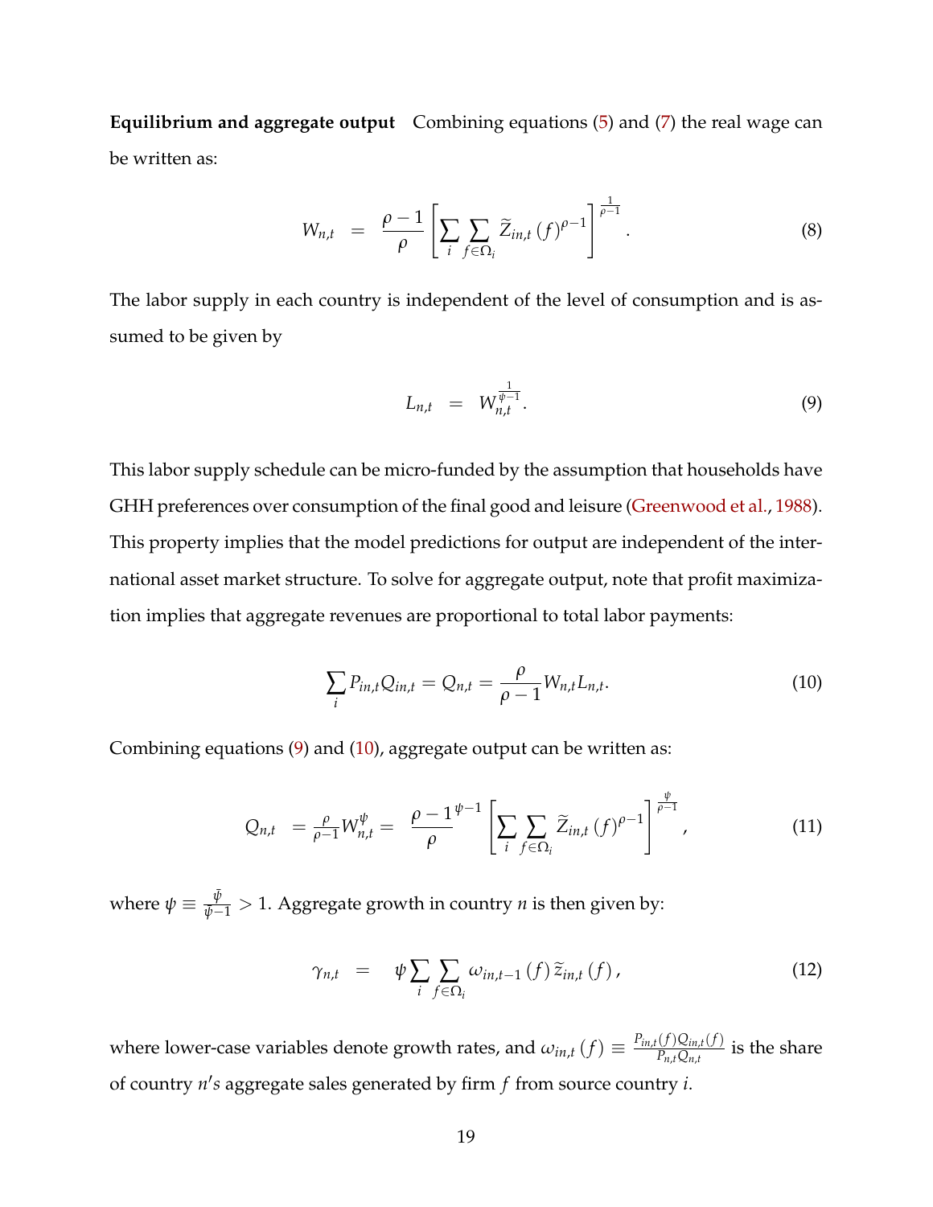**Equilibrium and aggregate output** Combining equations (5) and (7) the real wage can be written as:

$$W_{n,t} \;\; = \;\; \frac{\rho-1}{\rho}\left[\sum_{i}\sum_{f\in\Omega_i}\widetilde{Z}_{in,t}\left(f\right)^{\rho-1}\right]^{\frac{1}{\rho-1}}. \tag{8}$$

The labor supply in each country is independent of the level of consumption and is assumed to be given by

$$L_{n,t} \;\; = \;\; W_{n,t}^{\frac{1}{\bar{\psi}-1}}. \tag{9}$$

This labor supply schedule can be micro-funded by the assumption that households have GHH preferences over consumption of the final good and leisure (Greenwood et al., 1988). This property implies that the model predictions for output are independent of the international asset market structure. To solve for aggregate output, note that profit maximization implies that aggregate revenues are proportional to total labor payments:

$$\sum_{i} P_{in,t}Q_{in,t} = Q_{n,t} = \frac{\rho}{\rho-1}W_{n,t}L_{n,t}. \tag{10}$$

Combining equations (9) and (10), aggregate output can be written as:

$$Q_{n,t} \;\; = \tfrac{\rho}{\rho-1}W_{n,t}^{\psi} = \;\; \frac{\rho-1}{\rho}^{\psi-1}\left[\sum_{i}\sum_{f\in\Omega_i}\widetilde{Z}_{in,t}\left(f\right)^{\rho-1}\right]^{\frac{\psi}{\rho-1}}, \tag{11}$$

where $\psi \equiv \frac{\bar{\psi}}{\bar{\psi}-1} > 1$. Aggregate growth in country $n$ is then given by:

$$\gamma_{n,t} \;\; = \;\; \psi\sum_{i}\sum_{f\in\Omega_i}\omega_{in,t-1}\left(f\right)\widetilde{z}_{in,t}\left(f\right), \tag{12}$$

where lower-case variables denote growth rates, and $\omega_{in,t}\left(f\right) \equiv \frac{P_{in,t}(f)Q_{in,t}(f)}{P_{n,t}Q_{n,t}}$ is the share of country $n's$ aggregate sales generated by firm $f$ from source country $i$.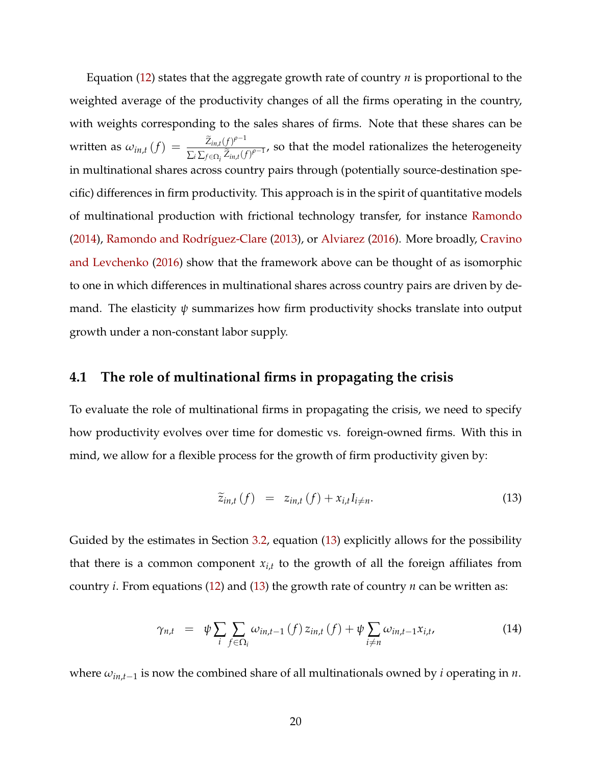Equation (12) states that the aggregate growth rate of country $n$ is proportional to the weighted average of the productivity changes of all the firms operating in the country, with weights corresponding to the sales shares of firms. Note that these shares can be written as $\omega_{in,t}(f) = \frac{\widetilde{Z}_{in,t}(f)^{\rho-1}}{\sum_i \sum_{f \in \Omega_i} \widetilde{Z}_{in,t}(f)^{\rho-1}}$, so that the model rationalizes the heterogeneity in multinational shares across country pairs through (potentially source-destination specific) differences in firm productivity. This approach is in the spirit of quantitative models of multinational production with frictional technology transfer, for instance Ramondo (2014), Ramondo and Rodríguez-Clare (2013), or Alviarez (2016). More broadly, Cravino and Levchenko (2016) show that the framework above can be thought of as isomorphic to one in which differences in multinational shares across country pairs are driven by demand. The elasticity $\psi$ summarizes how firm productivity shocks translate into output growth under a non-constant labor supply.

## 4.1 The role of multinational firms in propagating the crisis

To evaluate the role of multinational firms in propagating the crisis, we need to specify how productivity evolves over time for domestic vs. foreign-owned firms. With this in mind, we allow for a flexible process for the growth of firm productivity given by:

$$\widetilde{z}_{in,t}(f) = z_{in,t}(f) + x_{i,t} I_{i \neq n}. \tag{13}$$

Guided by the estimates in Section 3.2, equation (13) explicitly allows for the possibility that there is a common component $x_{i,t}$ to the growth of all the foreign affiliates from country $i$. From equations (12) and (13) the growth rate of country $n$ can be written as:

$$\gamma_{n,t} = \psi \sum_i \sum_{f \in \Omega_i} \omega_{in,t-1}(f) z_{in,t}(f) + \psi \sum_{i \neq n} \omega_{in,t-1} x_{i,t}, \tag{14}$$

where $\omega_{in,t-1}$ is now the combined share of all multinationals owned by $i$ operating in $n$.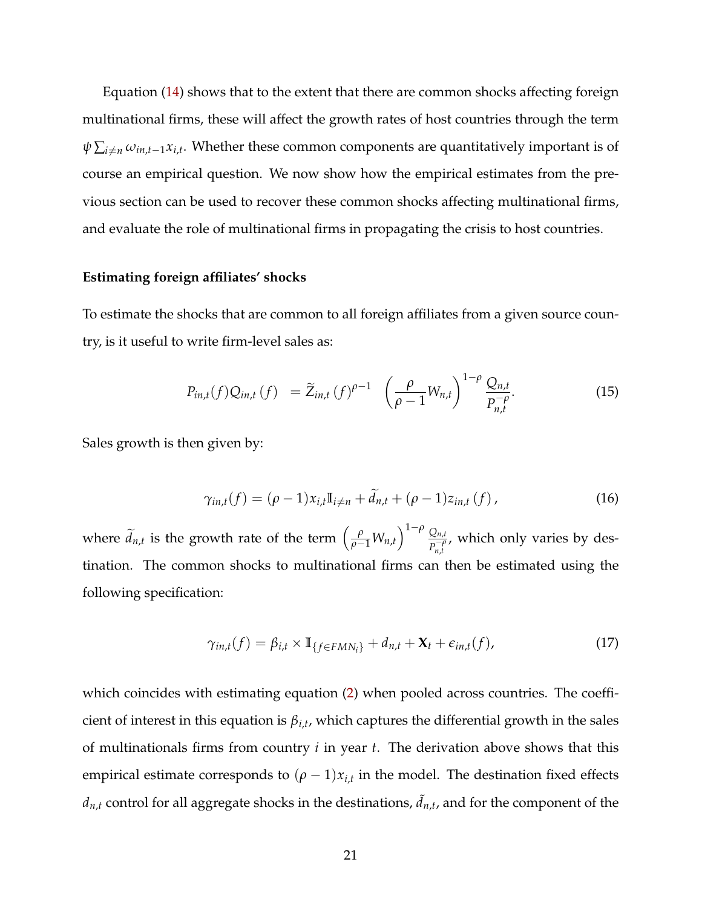Equation (14) shows that to the extent that there are common shocks affecting foreign multinational firms, these will affect the growth rates of host countries through the term $\psi \sum_{i \neq n} \omega_{in,t-1} x_{i,t}$. Whether these common components are quantitatively important is of course an empirical question. We now show how the empirical estimates from the previous section can be used to recover these common shocks affecting multinational firms, and evaluate the role of multinational firms in propagating the crisis to host countries.

**Estimating foreign affiliates' shocks**

To estimate the shocks that are common to all foreign affiliates from a given source country, is it useful to write firm-level sales as:

$$P_{in,t}(f) Q_{in,t}(f) \;\; = \widetilde{Z}_{in,t}(f)^{\rho-1} \quad \left( \frac{\rho}{\rho-1} W_{n,t} \right)^{1-\rho} \frac{Q_{n,t}}{P_{n,t}^{-\rho}}. \tag{15}$$

Sales growth is then given by:

$$\gamma_{in,t}(f) = (\rho - 1) x_{i,t} \mathbb{I}_{i \neq n} + \widetilde{d}_{n,t} + (\rho - 1) z_{in,t}(f), \tag{16}$$

where $\widetilde{d}_{n,t}$ is the growth rate of the term $\left( \frac{\rho}{\rho-1} W_{n,t} \right)^{1-\rho} \frac{Q_{n,t}}{P_{n,t}^{-\rho}}$, which only varies by destination. The common shocks to multinational firms can then be estimated using the following specification:

$$\gamma_{in,t}(f) = \beta_{i,t} \times \mathbb{I}_{\{f \in FMN_i\}} + d_{n,t} + \mathbf{X}_t + \epsilon_{in,t}(f), \tag{17}$$

which coincides with estimating equation (2) when pooled across countries. The coefficient of interest in this equation is $\beta_{i,t}$, which captures the differential growth in the sales of multinationals firms from country $i$ in year $t$. The derivation above shows that this empirical estimate corresponds to $(\rho - 1) x_{i,t}$ in the model. The destination fixed effects $d_{n,t}$ control for all aggregate shocks in the destinations, $\tilde{d}_{n,t}$, and for the component of the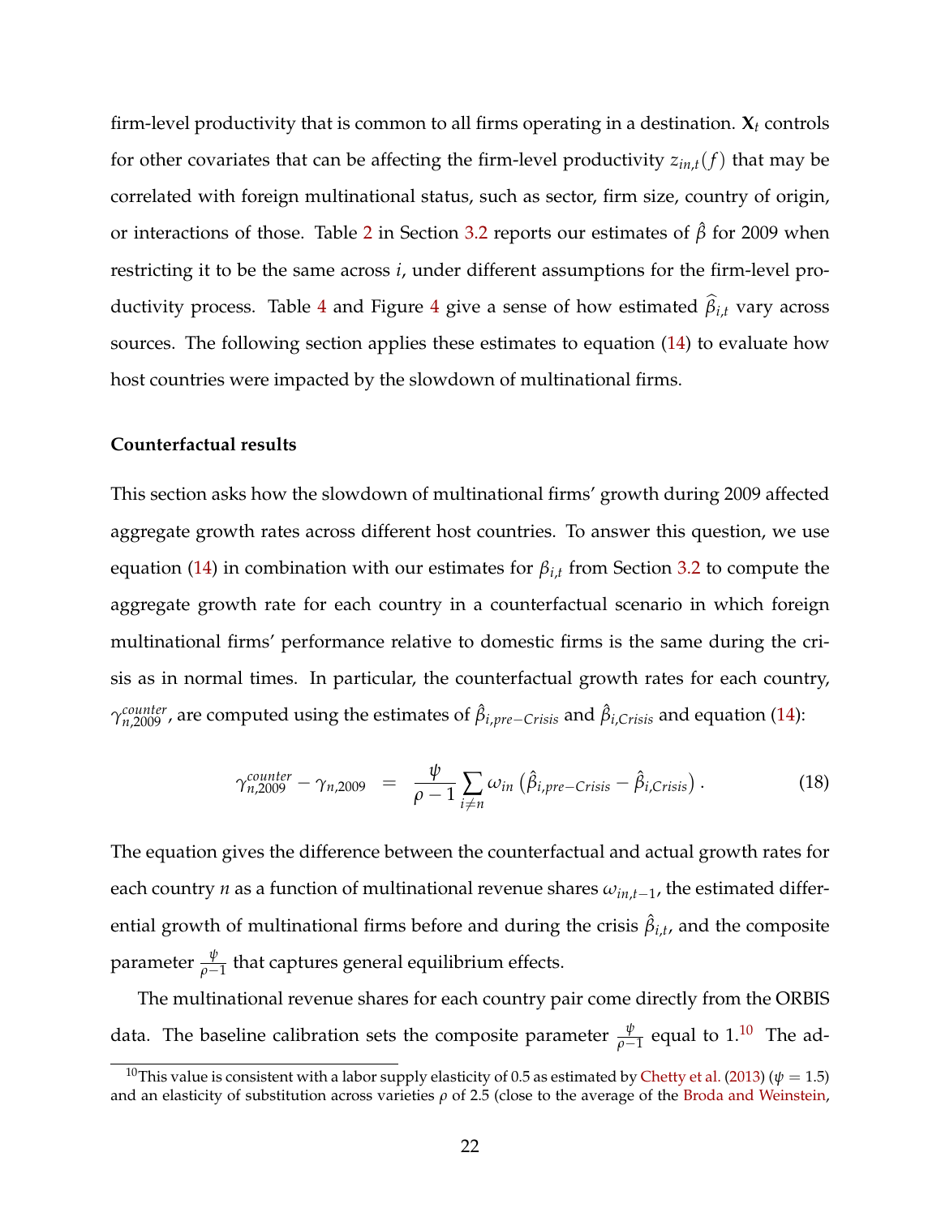firm-level productivity that is common to all firms operating in a destination. $\mathbf{X}_t$ controls for other covariates that can be affecting the firm-level productivity $z_{in,t}(f)$ that may be correlated with foreign multinational status, such as sector, firm size, country of origin, or interactions of those. Table 2 in Section 3.2 reports our estimates of $\hat{\beta}$ for 2009 when restricting it to be the same across $i$, under different assumptions for the firm-level productivity process. Table 4 and Figure 4 give a sense of how estimated $\widehat{\beta}_{i,t}$ vary across sources. The following section applies these estimates to equation (14) to evaluate how host countries were impacted by the slowdown of multinational firms.

### Counterfactual results

This section asks how the slowdown of multinational firms' growth during 2009 affected aggregate growth rates across different host countries. To answer this question, we use equation (14) in combination with our estimates for $\beta_{i,t}$ from Section 3.2 to compute the aggregate growth rate for each country in a counterfactual scenario in which foreign multinational firms' performance relative to domestic firms is the same during the crisis as in normal times. In particular, the counterfactual growth rates for each country, $\gamma^{counter}_{n,2009}$, are computed using the estimates of $\hat{\beta}_{i,pre-Crisis}$ and $\hat{\beta}_{i,Crisis}$ and equation (14):

$$\gamma^{counter}_{n,2009} - \gamma_{n,2009} \quad = \quad \frac{\psi}{\rho - 1} \sum_{i \neq n} \omega_{in} \left( \hat{\beta}_{i,pre-Crisis} - \hat{\beta}_{i,Crisis} \right). \tag{18}$$

The equation gives the difference between the counterfactual and actual growth rates for each country $n$ as a function of multinational revenue shares $\omega_{in,t-1}$, the estimated differential growth of multinational firms before and during the crisis $\hat{\beta}_{i,t}$, and the composite parameter $\frac{\psi}{\rho-1}$ that captures general equilibrium effects.

The multinational revenue shares for each country pair come directly from the ORBIS data. The baseline calibration sets the composite parameter $\frac{\psi}{\rho-1}$ equal to 1.[10] The ad-

[10] This value is consistent with a labor supply elasticity of 0.5 as estimated by Chetty et al. (2013) ($\psi = 1.5$) and an elasticity of substitution across varieties $\rho$ of 2.5 (close to the average of the Broda and Weinstein,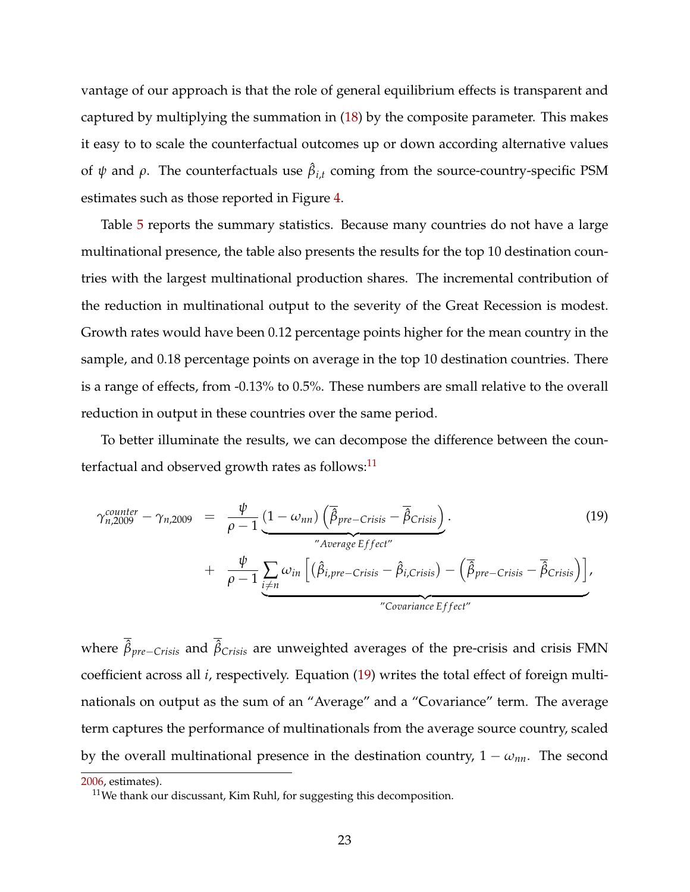vantage of our approach is that the role of general equilibrium effects is transparent and captured by multiplying the summation in (18) by the composite parameter. This makes it easy to to scale the counterfactual outcomes up or down according alternative values of $\psi$ and $\rho$. The counterfactuals use $\hat{\beta}_{i,t}$ coming from the source-country-specific PSM estimates such as those reported in Figure 4.

Table 5 reports the summary statistics. Because many countries do not have a large multinational presence, the table also presents the results for the top 10 destination countries with the largest multinational production shares. The incremental contribution of the reduction in multinational output to the severity of the Great Recession is modest. Growth rates would have been 0.12 percentage points higher for the mean country in the sample, and 0.18 percentage points on average in the top 10 destination countries. There is a range of effects, from -0.13% to 0.5%. These numbers are small relative to the overall reduction in output in these countries over the same period.

To better illuminate the results, we can decompose the difference between the counterfactual and observed growth rates as follows:[11]

$$
\begin{aligned}
\gamma^{counter}_{n,2009} - \gamma_{n,2009} \quad = & \quad \frac{\psi}{\rho - 1} \underbrace{(1 - \omega_{nn}) \left( \overline{\hat{\beta}}_{pre-Crisis} - \overline{\hat{\beta}}_{Crisis} \right)}_{\text{"Average Effect"}} . \qquad (19) \\
& + \quad \frac{\psi}{\rho - 1} \underbrace{\sum_{i \neq n} \omega_{in} \left[ \left( \hat{\beta}_{i,pre-Crisis} - \hat{\beta}_{i,Crisis} \right) - \left( \overline{\hat{\beta}}_{pre-Crisis} - \overline{\hat{\beta}}_{Crisis} \right) \right]}_{\text{"Covariance Effect"}} ,
\end{aligned}
$$

where $\overline{\hat{\beta}}_{pre-Crisis}$ and $\overline{\hat{\beta}}_{Crisis}$ are unweighted averages of the pre-crisis and crisis FMN coefficient across all $i$, respectively. Equation (19) writes the total effect of foreign multinationals on output as the sum of an "Average" and a "Covariance" term. The average term captures the performance of multinationals from the average source country, scaled by the overall multinational presence in the destination country, $1 - \omega_{nn}$. The second

2006, estimates).

[11] We thank our discussant, Kim Ruhl, for suggesting this decomposition.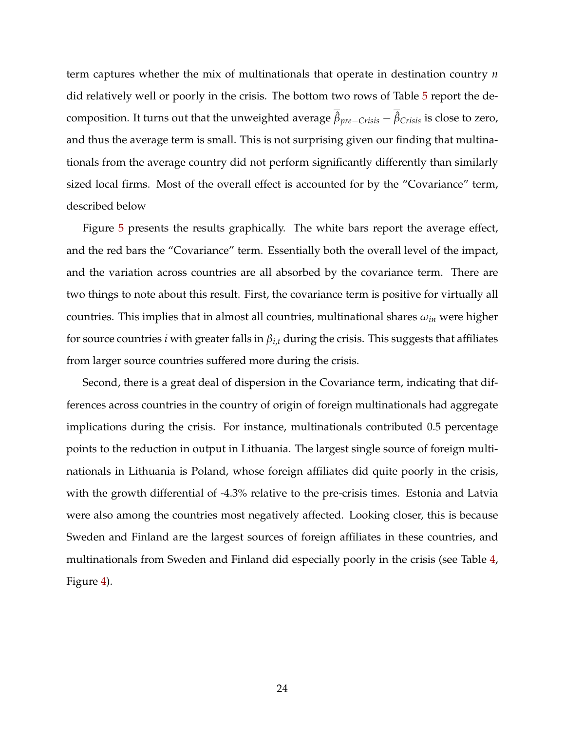term captures whether the mix of multinationals that operate in destination country $n$ did relatively well or poorly in the crisis. The bottom two rows of Table 5 report the decomposition. It turns out that the unweighted average $\overline{\hat{\beta}}_{pre-Crisis} - \overline{\hat{\beta}}_{Crisis}$ is close to zero, and thus the average term is small. This is not surprising given our finding that multinationals from the average country did not perform significantly differently than similarly sized local firms. Most of the overall effect is accounted for by the "Covariance" term, described below

Figure 5 presents the results graphically. The white bars report the average effect, and the red bars the "Covariance" term. Essentially both the overall level of the impact, and the variation across countries are all absorbed by the covariance term. There are two things to note about this result. First, the covariance term is positive for virtually all countries. This implies that in almost all countries, multinational shares $\omega_{in}$ were higher for source countries $i$ with greater falls in $\beta_{i,t}$ during the crisis. This suggests that affiliates from larger source countries suffered more during the crisis.

Second, there is a great deal of dispersion in the Covariance term, indicating that differences across countries in the country of origin of foreign multinationals had aggregate implications during the crisis. For instance, multinationals contributed 0.5 percentage points to the reduction in output in Lithuania. The largest single source of foreign multinationals in Lithuania is Poland, whose foreign affiliates did quite poorly in the crisis, with the growth differential of -4.3% relative to the pre-crisis times. Estonia and Latvia were also among the countries most negatively affected. Looking closer, this is because Sweden and Finland are the largest sources of foreign affiliates in these countries, and multinationals from Sweden and Finland did especially poorly in the crisis (see Table 4, Figure 4).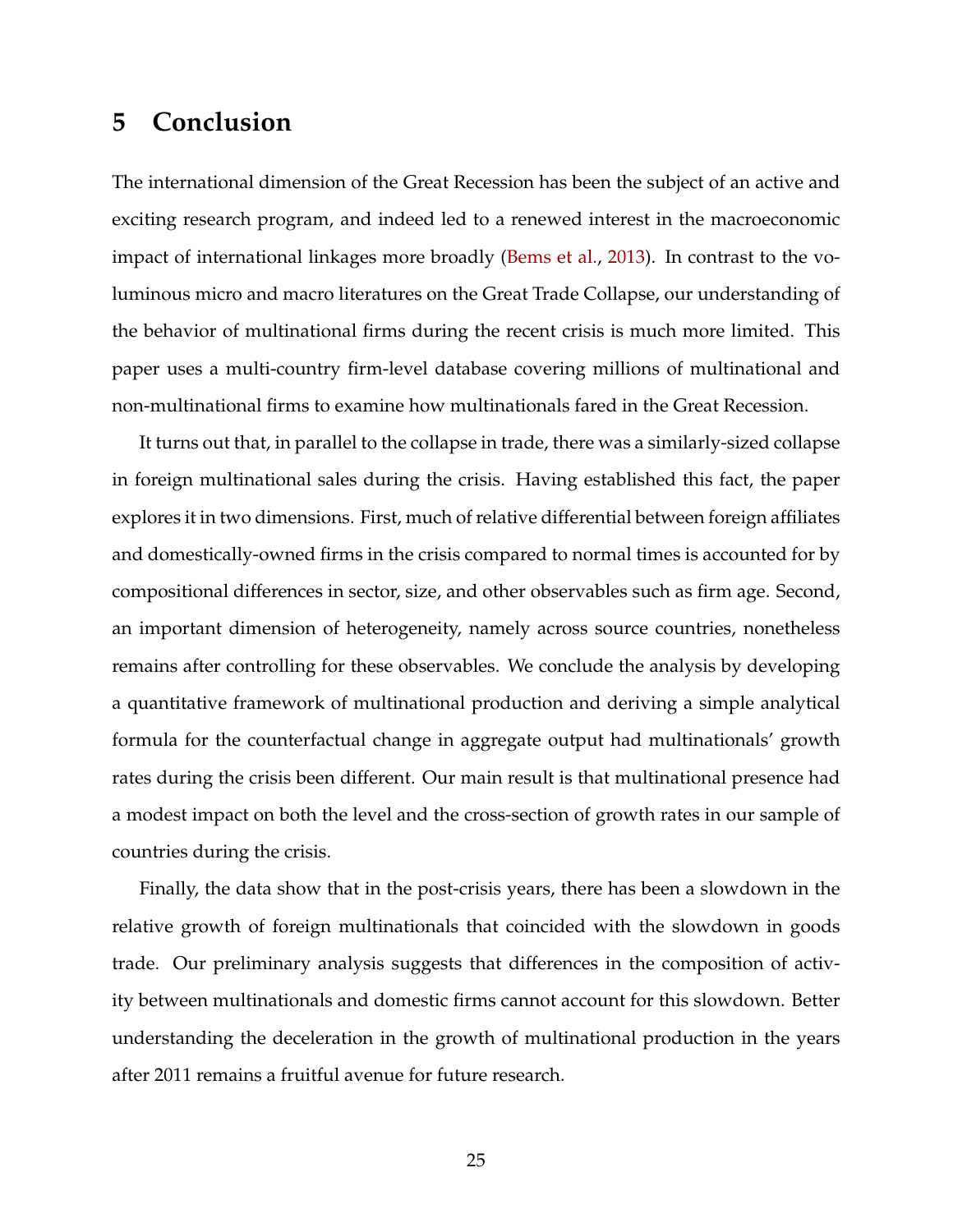# 5 Conclusion

The international dimension of the Great Recession has been the subject of an active and exciting research program, and indeed led to a renewed interest in the macroeconomic impact of international linkages more broadly (Bems et al., 2013). In contrast to the voluminous micro and macro literatures on the Great Trade Collapse, our understanding of the behavior of multinational firms during the recent crisis is much more limited. This paper uses a multi-country firm-level database covering millions of multinational and non-multinational firms to examine how multinationals fared in the Great Recession.

It turns out that, in parallel to the collapse in trade, there was a similarly-sized collapse in foreign multinational sales during the crisis. Having established this fact, the paper explores it in two dimensions. First, much of relative differential between foreign affiliates and domestically-owned firms in the crisis compared to normal times is accounted for by compositional differences in sector, size, and other observables such as firm age. Second, an important dimension of heterogeneity, namely across source countries, nonetheless remains after controlling for these observables. We conclude the analysis by developing a quantitative framework of multinational production and deriving a simple analytical formula for the counterfactual change in aggregate output had multinationals' growth rates during the crisis been different. Our main result is that multinational presence had a modest impact on both the level and the cross-section of growth rates in our sample of countries during the crisis.

Finally, the data show that in the post-crisis years, there has been a slowdown in the relative growth of foreign multinationals that coincided with the slowdown in goods trade. Our preliminary analysis suggests that differences in the composition of activity between multinationals and domestic firms cannot account for this slowdown. Better understanding the deceleration in the growth of multinational production in the years after 2011 remains a fruitful avenue for future research.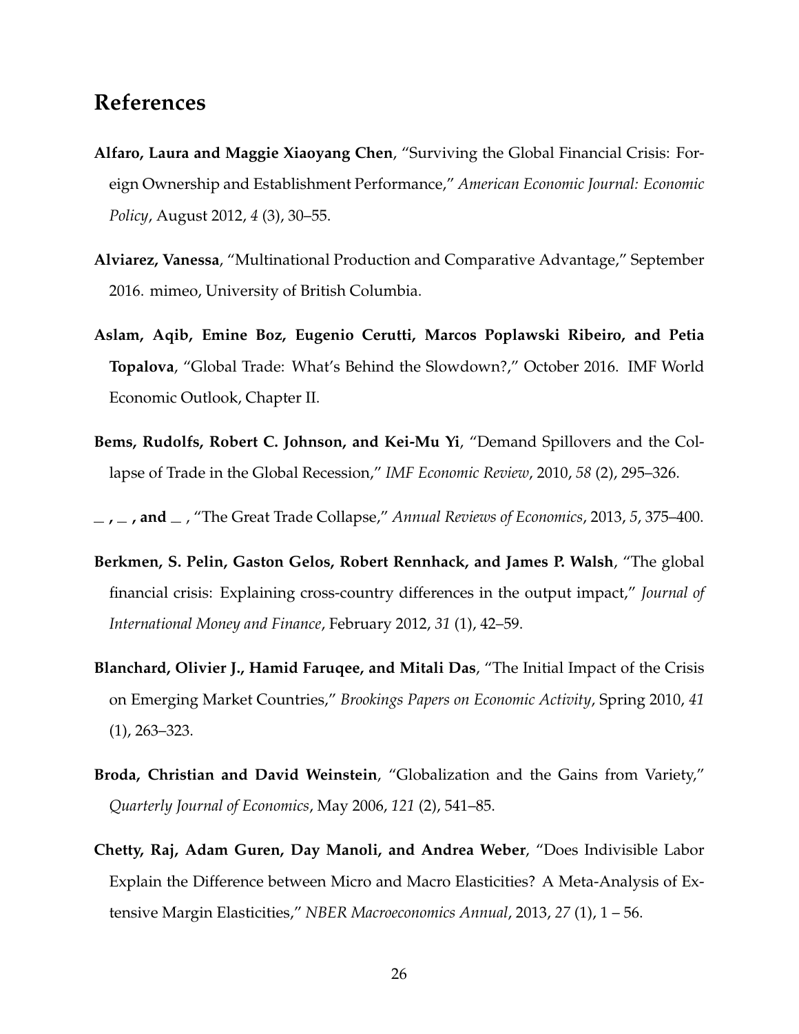# References

**Alfaro, Laura and Maggie Xiaoyang Chen**, "Surviving the Global Financial Crisis: Foreign Ownership and Establishment Performance," *American Economic Journal: Economic Policy*, August 2012, *4* (3), 30–55.

**Alviarez, Vanessa**, "Multinational Production and Comparative Advantage," September 2016. mimeo, University of British Columbia.

**Aslam, Aqib, Emine Boz, Eugenio Cerutti, Marcos Poplawski Ribeiro, and Petia Topalova**, "Global Trade: What's Behind the Slowdown?," October 2016. IMF World Economic Outlook, Chapter II.

**Bems, Rudolfs, Robert C. Johnson, and Kei-Mu Yi**, "Demand Spillovers and the Collapse of Trade in the Global Recession," *IMF Economic Review*, 2010, *58* (2), 295–326.

**_ , _ , and _** , "The Great Trade Collapse," *Annual Reviews of Economics*, 2013, *5*, 375–400.

**Berkmen, S. Pelin, Gaston Gelos, Robert Rennhack, and James P. Walsh**, "The global financial crisis: Explaining cross-country differences in the output impact," *Journal of International Money and Finance*, February 2012, *31* (1), 42–59.

**Blanchard, Olivier J., Hamid Faruqee, and Mitali Das**, "The Initial Impact of the Crisis on Emerging Market Countries," *Brookings Papers on Economic Activity*, Spring 2010, *41* (1), 263–323.

**Broda, Christian and David Weinstein**, "Globalization and the Gains from Variety," *Quarterly Journal of Economics*, May 2006, *121* (2), 541–85.

**Chetty, Raj, Adam Guren, Day Manoli, and Andrea Weber**, "Does Indivisible Labor Explain the Difference between Micro and Macro Elasticities? A Meta-Analysis of Extensive Margin Elasticities," *NBER Macroeconomics Annual*, 2013, *27* (1), 1 – 56.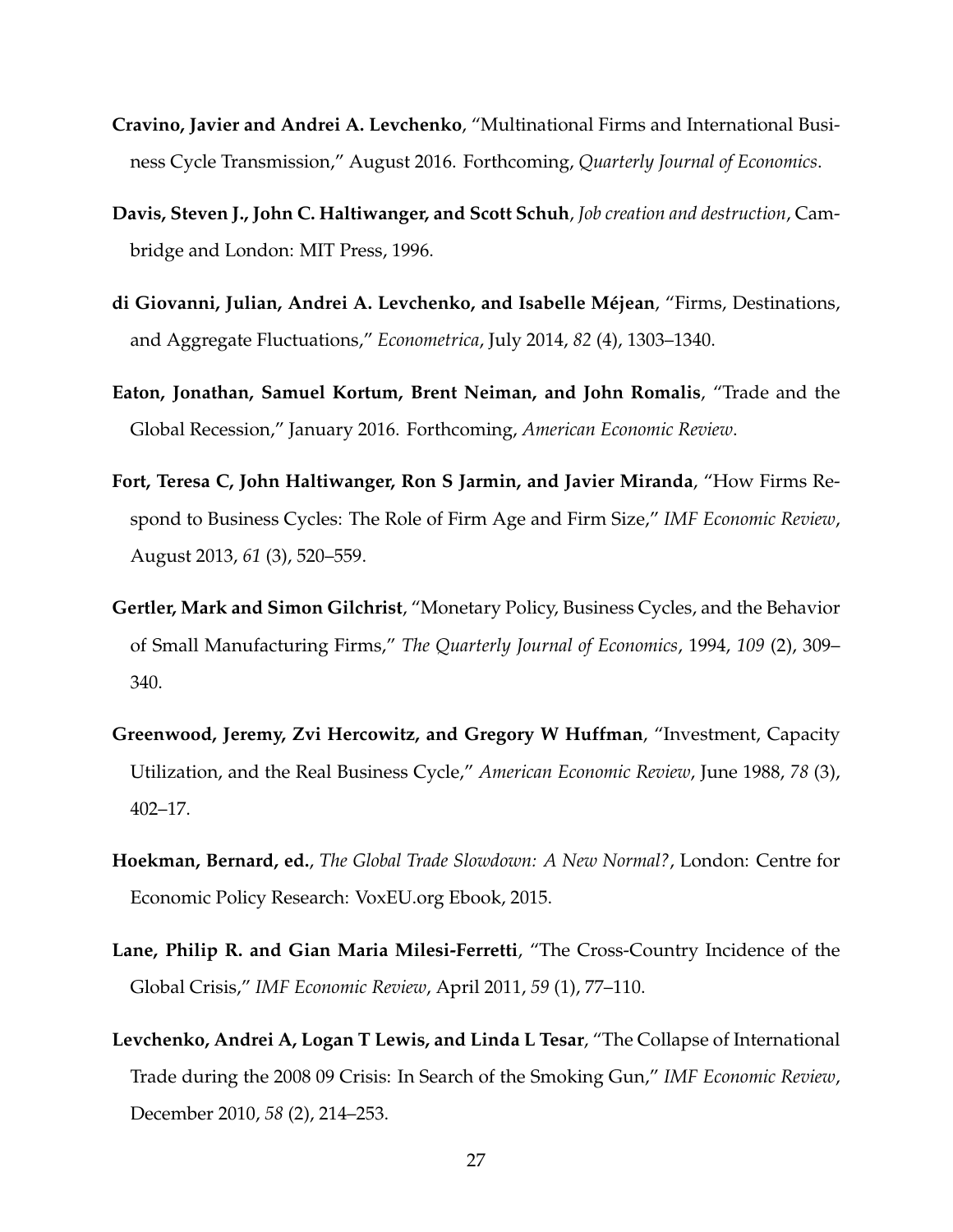**Cravino, Javier and Andrei A. Levchenko**, "Multinational Firms and International Business Cycle Transmission," August 2016. Forthcoming, *Quarterly Journal of Economics*.

**Davis, Steven J., John C. Haltiwanger, and Scott Schuh**, *Job creation and destruction*, Cambridge and London: MIT Press, 1996.

**di Giovanni, Julian, Andrei A. Levchenko, and Isabelle Méjean**, "Firms, Destinations, and Aggregate Fluctuations," *Econometrica*, July 2014, *82* (4), 1303–1340.

**Eaton, Jonathan, Samuel Kortum, Brent Neiman, and John Romalis**, "Trade and the Global Recession," January 2016. Forthcoming, *American Economic Review*.

**Fort, Teresa C, John Haltiwanger, Ron S Jarmin, and Javier Miranda**, "How Firms Respond to Business Cycles: The Role of Firm Age and Firm Size," *IMF Economic Review*, August 2013, *61* (3), 520–559.

**Gertler, Mark and Simon Gilchrist**, "Monetary Policy, Business Cycles, and the Behavior of Small Manufacturing Firms," *The Quarterly Journal of Economics*, 1994, *109* (2), 309–340.

**Greenwood, Jeremy, Zvi Hercowitz, and Gregory W Huffman**, "Investment, Capacity Utilization, and the Real Business Cycle," *American Economic Review*, June 1988, *78* (3), 402–17.

**Hoekman, Bernard, ed.**, *The Global Trade Slowdown: A New Normal?*, London: Centre for Economic Policy Research: VoxEU.org Ebook, 2015.

**Lane, Philip R. and Gian Maria Milesi-Ferretti**, "The Cross-Country Incidence of the Global Crisis," *IMF Economic Review*, April 2011, *59* (1), 77–110.

**Levchenko, Andrei A, Logan T Lewis, and Linda L Tesar**, "The Collapse of International Trade during the 2008 09 Crisis: In Search of the Smoking Gun," *IMF Economic Review*, December 2010, *58* (2), 214–253.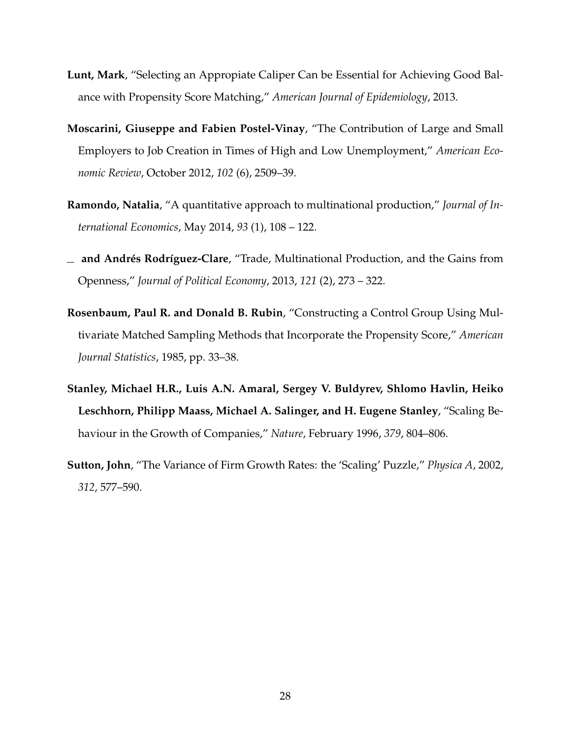**Lunt, Mark**, "Selecting an Appropiate Caliper Can be Essential for Achieving Good Balance with Propensity Score Matching," *American Journal of Epidemiology*, 2013.

**Moscarini, Giuseppe and Fabien Postel-Vinay**, "The Contribution of Large and Small Employers to Job Creation in Times of High and Low Unemployment," *American Economic Review*, October 2012, *102* (6), 2509–39.

**Ramondo, Natalia**, "A quantitative approach to multinational production," *Journal of International Economics*, May 2014, *93* (1), 108 – 122.

\_ **and Andrés Rodríguez-Clare**, "Trade, Multinational Production, and the Gains from Openness," *Journal of Political Economy*, 2013, *121* (2), 273 – 322.

**Rosenbaum, Paul R. and Donald B. Rubin**, "Constructing a Control Group Using Multivariate Matched Sampling Methods that Incorporate the Propensity Score," *American Journal Statistics*, 1985, pp. 33–38.

**Stanley, Michael H.R., Luis A.N. Amaral, Sergey V. Buldyrev, Shlomo Havlin, Heiko Leschhorn, Philipp Maass, Michael A. Salinger, and H. Eugene Stanley**, "Scaling Behaviour in the Growth of Companies," *Nature*, February 1996, *379*, 804–806.

**Sutton, John**, "The Variance of Firm Growth Rates: the 'Scaling' Puzzle," *Physica A*, 2002, *312*, 577–590.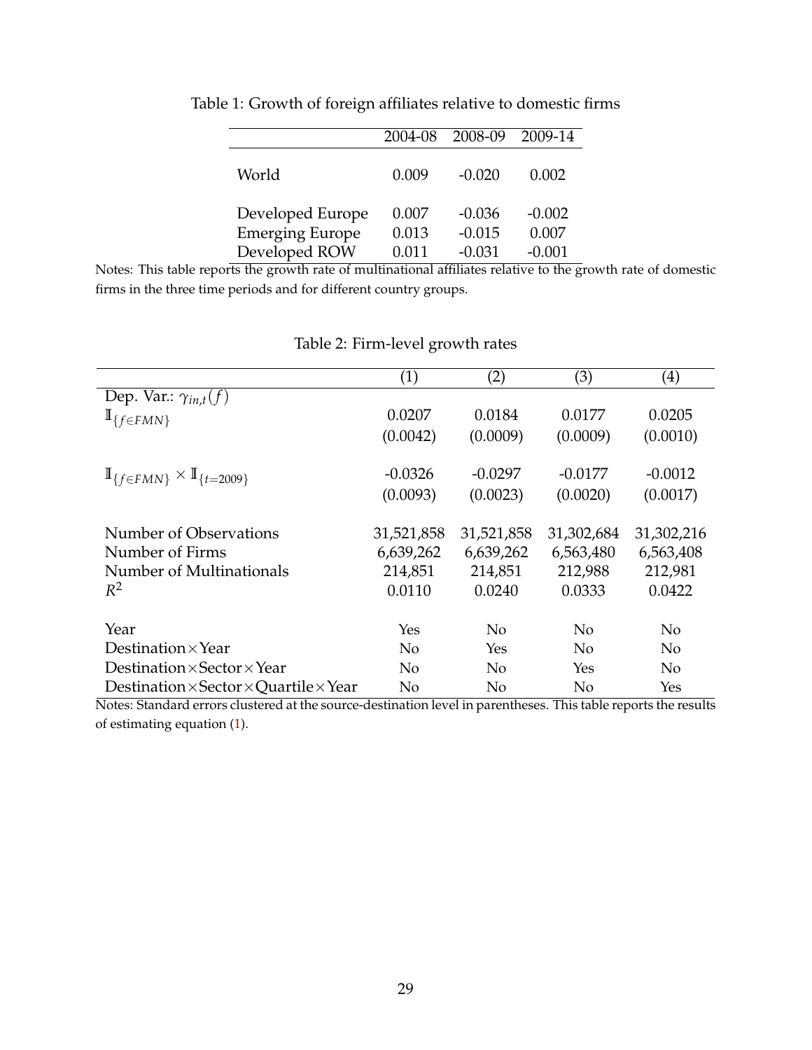Table 1: Growth of foreign affiliates relative to domestic firms

| | 2004-08 | 2008-09 | 2009-14 |
|---|---|---|---|
| World | 0.009 | -0.020 | 0.002 |
| Developed Europe | 0.007 | -0.036 | -0.002 |
| Emerging Europe | 0.013 | -0.015 | 0.007 |
| Developed ROW | 0.011 | -0.031 | -0.001 |

Notes: This table reports the growth rate of multinational affiliates relative to the growth rate of domestic firms in the three time periods and for different country groups.

Table 2: Firm-level growth rates

| | (1) | (2) | (3) | (4) |
|---|---|---|---|---|
| Dep. Var.: $\gamma_{in,t}(f)$ | | | | |
| $\mathbb{I}_{\{f \in FMN\}}$ | 0.0207 | 0.0184 | 0.0177 | 0.0205 |
| | (0.0042) | (0.0009) | (0.0009) | (0.0010) |
| $\mathbb{I}_{\{f \in FMN\}} \times \mathbb{I}_{\{t=2009\}}$ | -0.0326 | -0.0297 | -0.0177 | -0.0012 |
| | (0.0093) | (0.0023) | (0.0020) | (0.0017) |
| Number of Observations | 31,521,858 | 31,521,858 | 31,302,684 | 31,302,216 |
| Number of Firms | 6,639,262 | 6,639,262 | 6,563,480 | 6,563,408 |
| Number of Multinationals | 214,851 | 214,851 | 212,988 | 212,981 |
| $R^2$ | 0.0110 | 0.0240 | 0.0333 | 0.0422 |
| Year | Yes | No | No | No |
| Destination×Year | No | Yes | No | No |
| Destination×Sector×Year | No | No | Yes | No |
| Destination×Sector×Quartile×Year | No | No | No | Yes |

Notes: Standard errors clustered at the source-destination level in parentheses. This table reports the results of estimating equation (1).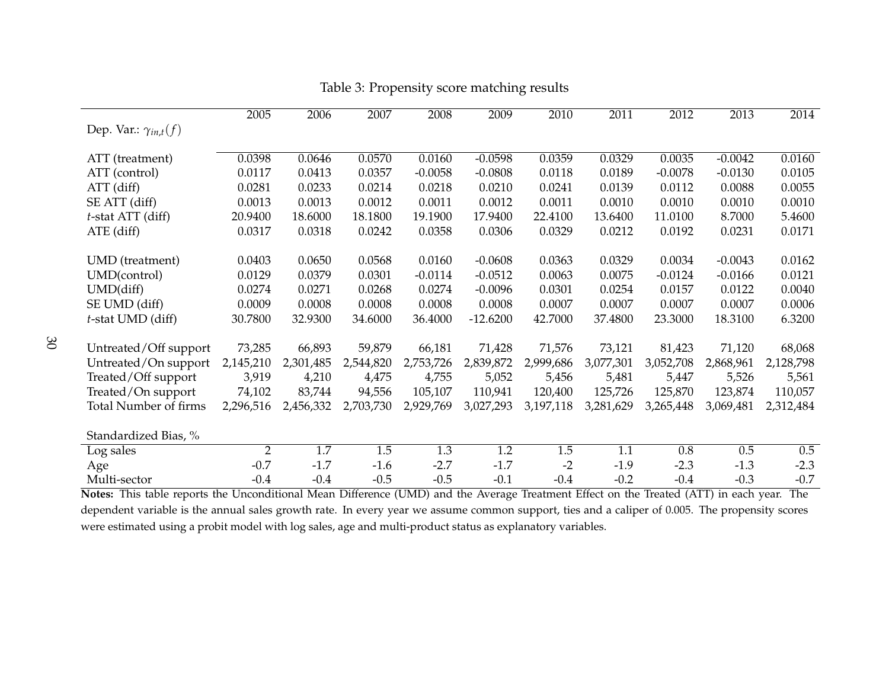Table 3: Propensity score matching results

| Dep. Var.: $\gamma_{in,t}(f)$ | 2005 | 2006 | 2007 | 2008 | 2009 | 2010 | 2011 | 2012 | 2013 | 2014 |
|---|---|---|---|---|---|---|---|---|---|---|
| ATT (treatment) | 0.0398 | 0.0646 | 0.0570 | 0.0160 | -0.0598 | 0.0359 | 0.0329 | 0.0035 | -0.0042 | 0.0160 |
| ATT (control) | 0.0117 | 0.0413 | 0.0357 | -0.0058 | -0.0808 | 0.0118 | 0.0189 | -0.0078 | -0.0130 | 0.0105 |
| ATT (diff) | 0.0281 | 0.0233 | 0.0214 | 0.0218 | 0.0210 | 0.0241 | 0.0139 | 0.0112 | 0.0088 | 0.0055 |
| SE ATT (diff) | 0.0013 | 0.0013 | 0.0012 | 0.0011 | 0.0012 | 0.0011 | 0.0010 | 0.0010 | 0.0010 | 0.0010 |
| $t$-stat ATT (diff) | 20.9400 | 18.6000 | 18.1800 | 19.1900 | 17.9400 | 22.4100 | 13.6400 | 11.0100 | 8.7000 | 5.4600 |
| ATE (diff) | 0.0317 | 0.0318 | 0.0242 | 0.0358 | 0.0306 | 0.0329 | 0.0212 | 0.0192 | 0.0231 | 0.0171 |
| | | | | | | | | | | |
| UMD (treatment) | 0.0403 | 0.0650 | 0.0568 | 0.0160 | -0.0608 | 0.0363 | 0.0329 | 0.0034 | -0.0043 | 0.0162 |
| UMD(control) | 0.0129 | 0.0379 | 0.0301 | -0.0114 | -0.0512 | 0.0063 | 0.0075 | -0.0124 | -0.0166 | 0.0121 |
| UMD(diff) | 0.0274 | 0.0271 | 0.0268 | 0.0274 | -0.0096 | 0.0301 | 0.0254 | 0.0157 | 0.0122 | 0.0040 |
| SE UMD (diff) | 0.0009 | 0.0008 | 0.0008 | 0.0008 | 0.0008 | 0.0007 | 0.0007 | 0.0007 | 0.0007 | 0.0006 |
| $t$-stat UMD (diff) | 30.7800 | 32.9300 | 34.6000 | 36.4000 | -12.6200 | 42.7000 | 37.4800 | 23.3000 | 18.3100 | 6.3200 |
| | | | | | | | | | | |
| Untreated/Off support | 73,285 | 66,893 | 59,879 | 66,181 | 71,428 | 71,576 | 73,121 | 81,423 | 71,120 | 68,068 |
| Untreated/On support | 2,145,210 | 2,301,485 | 2,544,820 | 2,753,726 | 2,839,872 | 2,999,686 | 3,077,301 | 3,052,708 | 2,868,961 | 2,128,798 |
| Treated/Off support | 3,919 | 4,210 | 4,475 | 4,755 | 5,052 | 5,456 | 5,481 | 5,447 | 5,526 | 5,561 |
| Treated/On support | 74,102 | 83,744 | 94,556 | 105,107 | 110,941 | 120,400 | 125,726 | 125,870 | 123,874 | 110,057 |
| Total Number of firms | 2,296,516 | 2,456,332 | 2,703,730 | 2,929,769 | 3,027,293 | 3,197,118 | 3,281,629 | 3,265,448 | 3,069,481 | 2,312,484 |
| | | | | | | | | | | |
| Standardized Bias, % | | | | | | | | | | |
| Log sales | 2 | 1.7 | 1.5 | 1.3 | 1.2 | 1.5 | 1.1 | 0.8 | 0.5 | 0.5 |
| Age | -0.7 | -1.7 | -1.6 | -2.7 | -1.7 | -2 | -1.9 | -2.3 | -1.3 | -2.3 |
| Multi-sector | -0.4 | -0.4 | -0.5 | -0.5 | -0.1 | -0.4 | -0.2 | -0.4 | -0.3 | -0.7 |

**Notes:** This table reports the Unconditional Mean Difference (UMD) and the Average Treatment Effect on the Treated (ATT) in each year. The dependent variable is the annual sales growth rate. In every year we assume common support, ties and a caliper of 0.005. The propensity scores were estimated using a probit model with log sales, age and multi-product status as explanatory variables.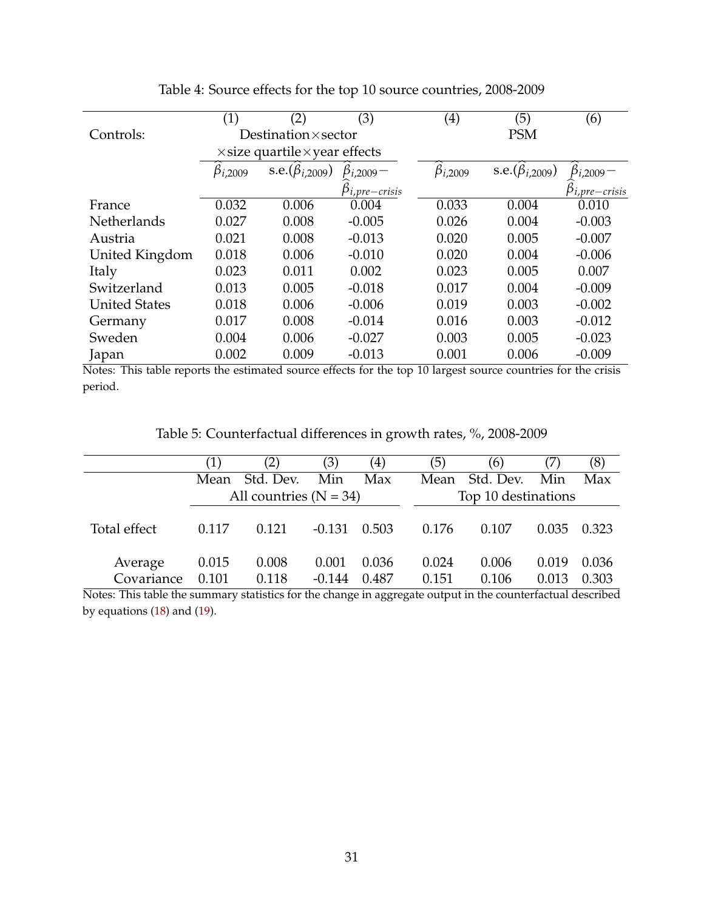Table 4: Source effects for the top 10 source countries, 2008-2009

| | (1) | (2) | (3) | (4) | (5) | (6) |
|---|---|---|---|---|---|---|
| Controls: | Destination×sector ×size quartile×year effects | | | PSM | | |
| | $\widehat{\beta}_{i,2009}$ | s.e.($\widehat{\beta}_{i,2009}$) | $\widehat{\beta}_{i,2009}-\widehat{\beta}_{i,pre-crisis}$ | $\widehat{\beta}_{i,2009}$ | s.e.($\widehat{\beta}_{i,2009}$) | $\widehat{\beta}_{i,2009}-\widehat{\beta}_{i,pre-crisis}$ |
| France | 0.032 | 0.006 | 0.004 | 0.033 | 0.004 | 0.010 |
| Netherlands | 0.027 | 0.008 | -0.005 | 0.026 | 0.004 | -0.003 |
| Austria | 0.021 | 0.008 | -0.013 | 0.020 | 0.005 | -0.007 |
| United Kingdom | 0.018 | 0.006 | -0.010 | 0.020 | 0.004 | -0.006 |
| Italy | 0.023 | 0.011 | 0.002 | 0.023 | 0.005 | 0.007 |
| Switzerland | 0.013 | 0.005 | -0.018 | 0.017 | 0.004 | -0.009 |
| United States | 0.018 | 0.006 | -0.006 | 0.019 | 0.003 | -0.002 |
| Germany | 0.017 | 0.008 | -0.014 | 0.016 | 0.003 | -0.012 |
| Sweden | 0.004 | 0.006 | -0.027 | 0.003 | 0.005 | -0.023 |
| Japan | 0.002 | 0.009 | -0.013 | 0.001 | 0.006 | -0.009 |

Notes: This table reports the estimated source effects for the top 10 largest source countries for the crisis period.

Table 5: Counterfactual differences in growth rates, %, 2008-2009

| | (1) | (2) | (3) | (4) | (5) | (6) | (7) | (8) |
|---|---|---|---|---|---|---|---|---|
| | Mean | Std. Dev. | Min | Max | Mean | Std. Dev. | Min | Max |
| | All countries (N = 34) | | | | Top 10 destinations | | | |
| Total effect | 0.117 | 0.121 | -0.131 | 0.503 | 0.176 | 0.107 | 0.035 | 0.323 |
| Average | 0.015 | 0.008 | 0.001 | 0.036 | 0.024 | 0.006 | 0.019 | 0.036 |
| Covariance | 0.101 | 0.118 | -0.144 | 0.487 | 0.151 | 0.106 | 0.013 | 0.303 |

Notes: This table the summary statistics for the change in aggregate output in the counterfactual described by equations (18) and (19).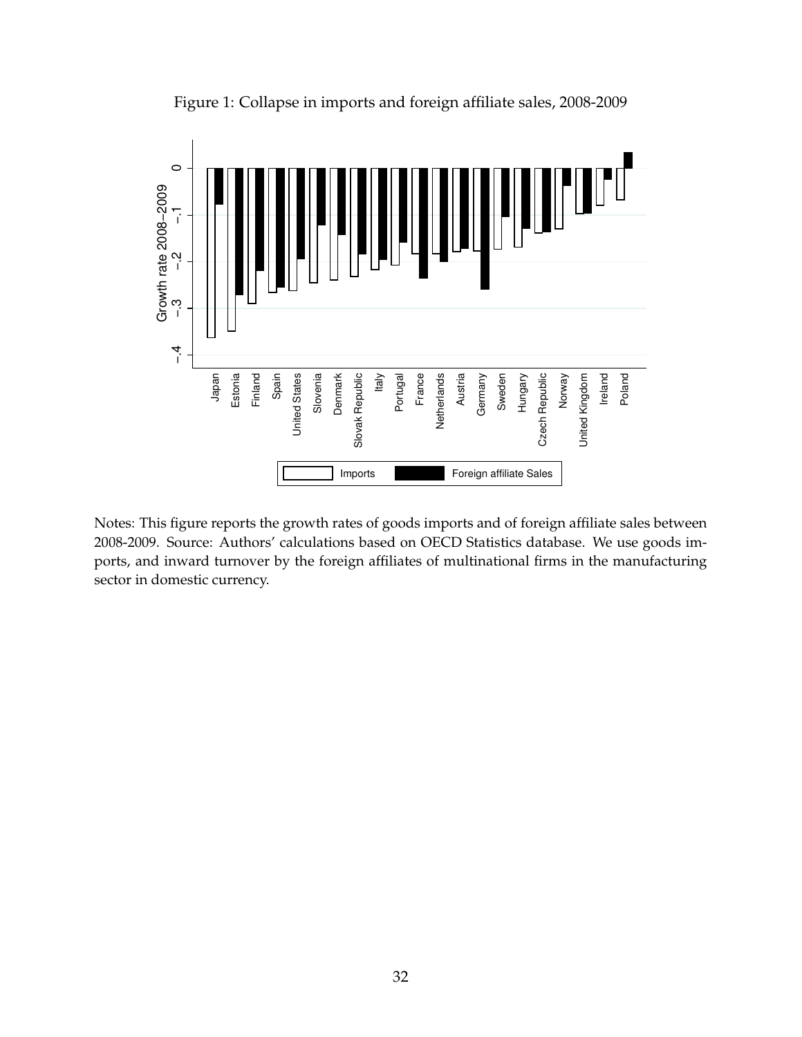Figure 1: Collapse in imports and foreign affiliate sales, 2008-2009

Notes: This figure reports the growth rates of goods imports and of foreign affiliate sales between 2008-2009. Source: Authors' calculations based on OECD Statistics database. We use goods imports, and inward turnover by the foreign affiliates of multinational firms in the manufacturing sector in domestic currency.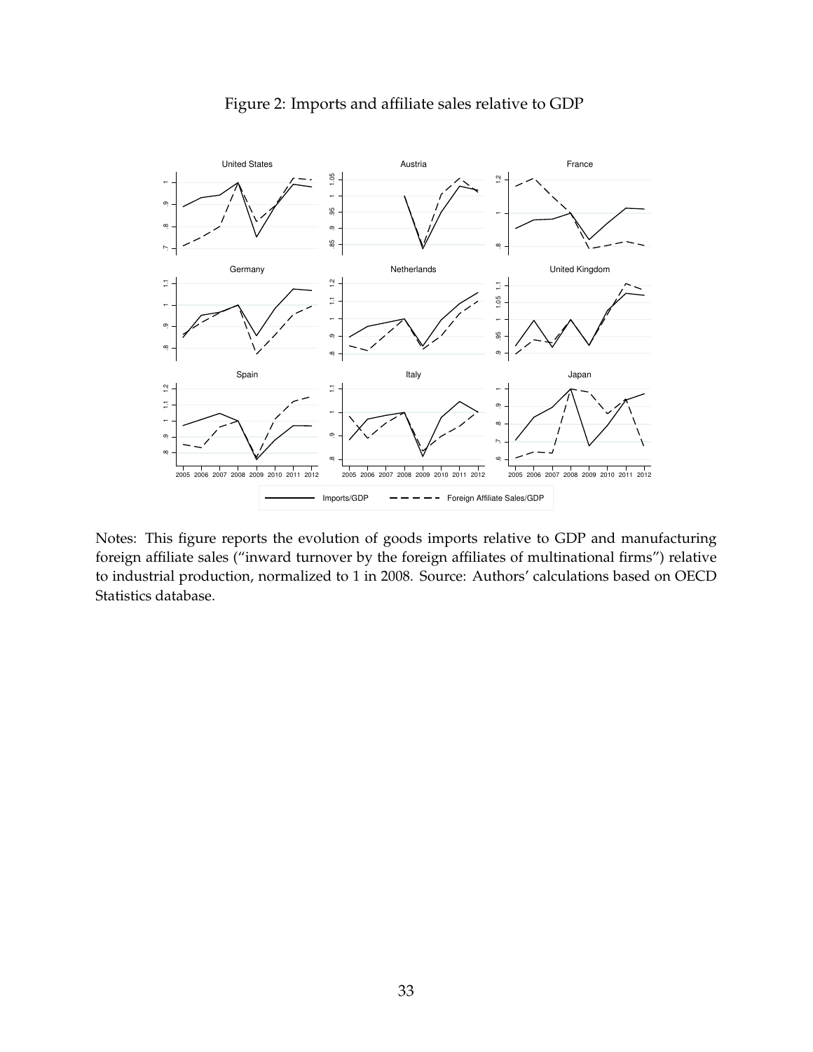Figure 2: Imports and affiliate sales relative to GDP

Notes: This figure reports the evolution of goods imports relative to GDP and manufacturing foreign affiliate sales ("inward turnover by the foreign affiliates of multinational firms") relative to industrial production, normalized to 1 in 2008. Source: Authors' calculations based on OECD Statistics database.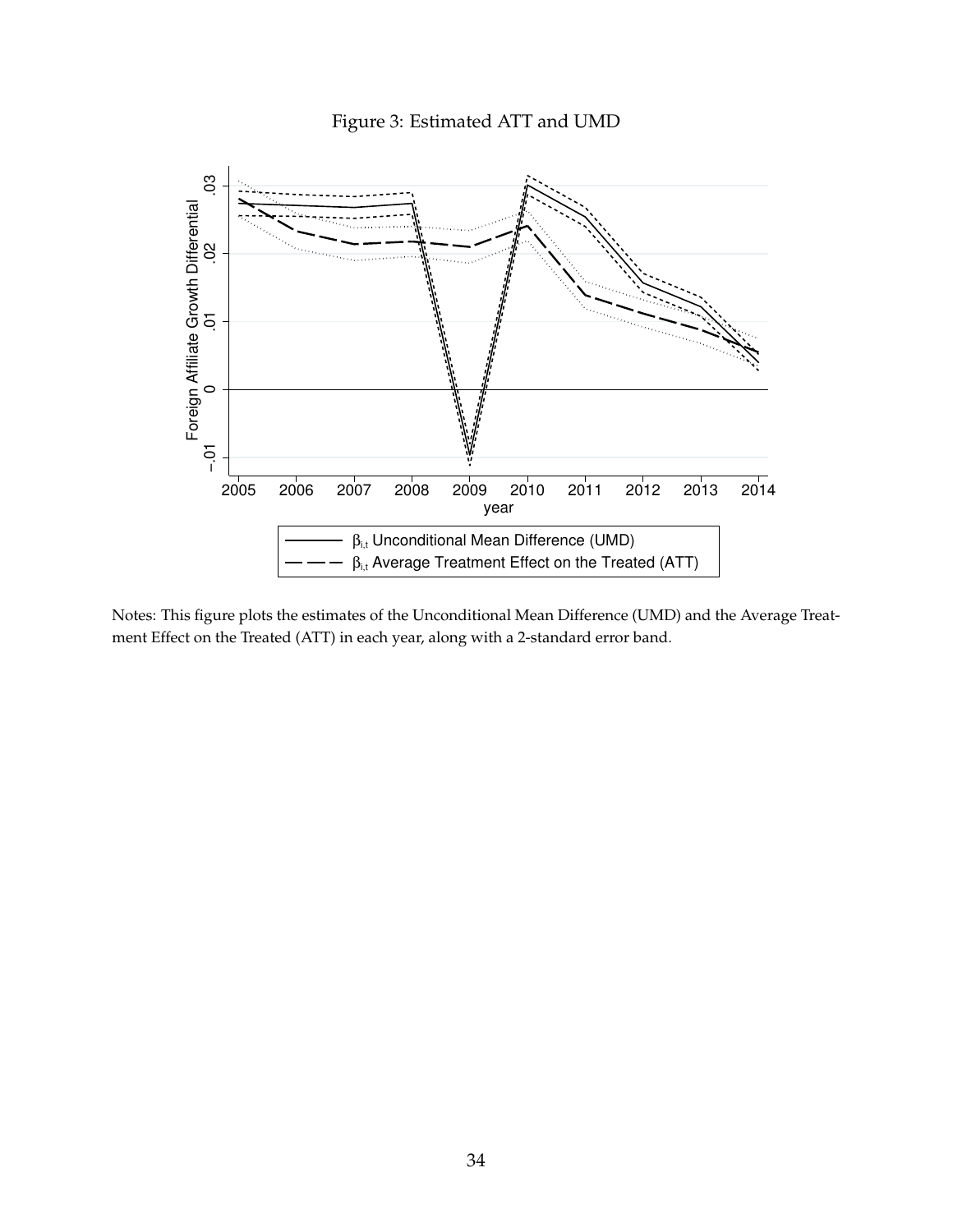Figure 3: Estimated ATT and UMD

Notes: This figure plots the estimates of the Unconditional Mean Difference (UMD) and the Average Treatment Effect on the Treated (ATT) in each year, along with a 2-standard error band.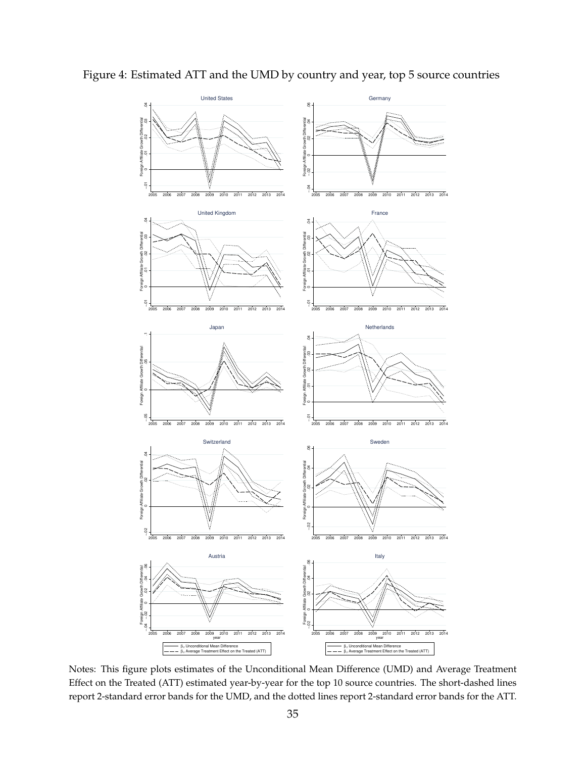Figure 4: Estimated ATT and the UMD by country and year, top 5 source countries

Notes: This figure plots estimates of the Unconditional Mean Difference (UMD) and Average Treatment Effect on the Treated (ATT) estimated year-by-year for the top 10 source countries. The short-dashed lines report 2-standard error bands for the UMD, and the dotted lines report 2-standard error bands for the ATT.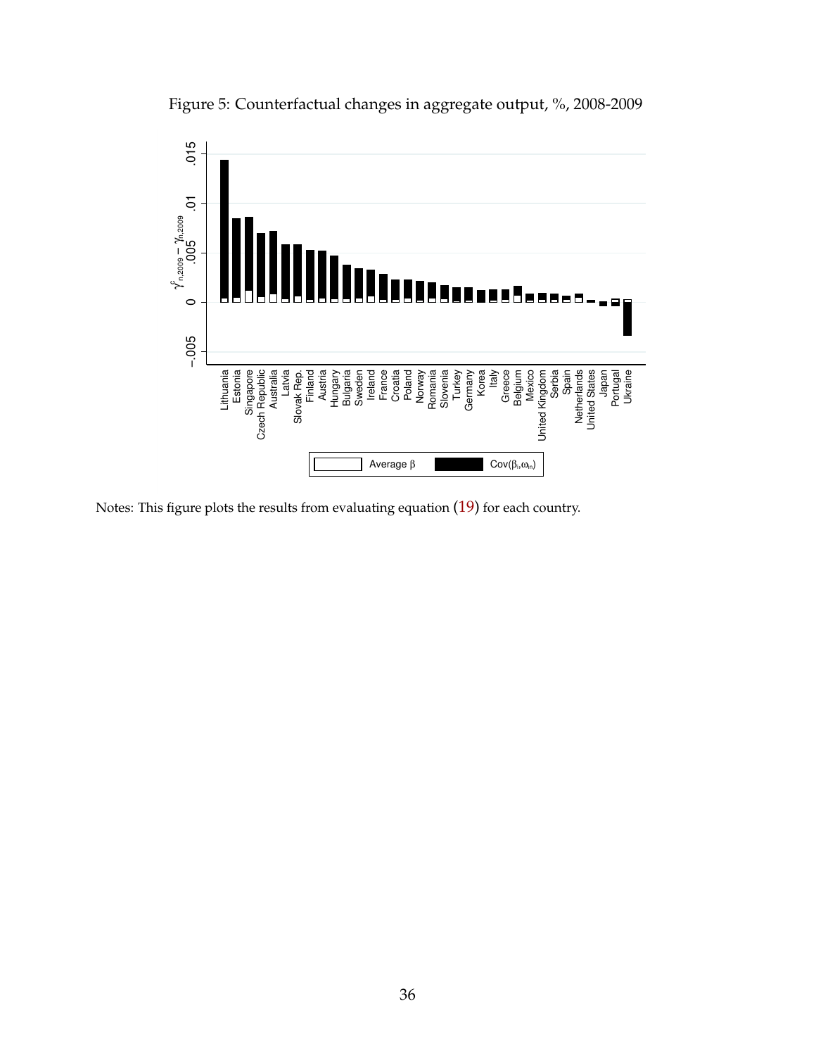Figure 5: Counterfactual changes in aggregate output, %, 2008-2009

Notes: This figure plots the results from evaluating equation (19) for each country.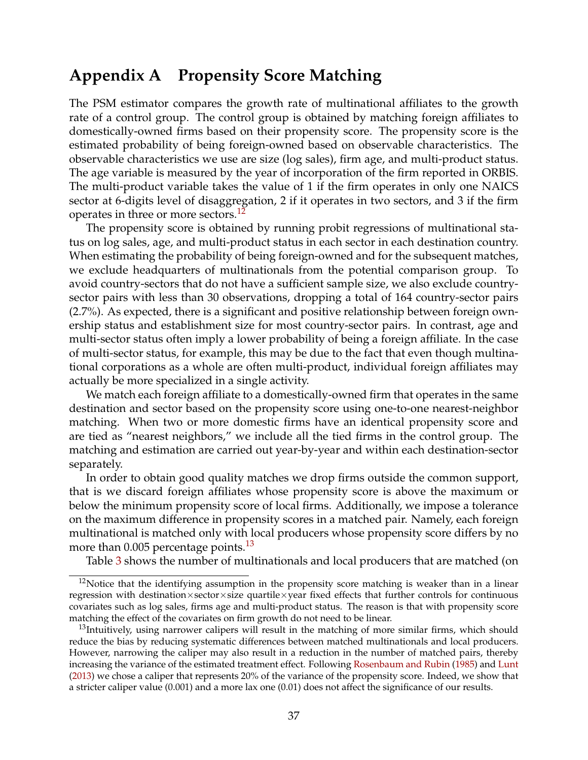# Appendix A Propensity Score Matching

The PSM estimator compares the growth rate of multinational affiliates to the growth rate of a control group. The control group is obtained by matching foreign affiliates to domestically-owned firms based on their propensity score. The propensity score is the estimated probability of being foreign-owned based on observable characteristics. The observable characteristics we use are size (log sales), firm age, and multi-product status. The age variable is measured by the year of incorporation of the firm reported in ORBIS. The multi-product variable takes the value of 1 if the firm operates in only one NAICS sector at 6-digits level of disaggregation, 2 if it operates in two sectors, and 3 if the firm operates in three or more sectors.[12]

The propensity score is obtained by running probit regressions of multinational status on log sales, age, and multi-product status in each sector in each destination country. When estimating the probability of being foreign-owned and for the subsequent matches, we exclude headquarters of multinationals from the potential comparison group. To avoid country-sectors that do not have a sufficient sample size, we also exclude country-sector pairs with less than 30 observations, dropping a total of 164 country-sector pairs (2.7%). As expected, there is a significant and positive relationship between foreign ownership status and establishment size for most country-sector pairs. In contrast, age and multi-sector status often imply a lower probability of being a foreign affiliate. In the case of multi-sector status, for example, this may be due to the fact that even though multinational corporations as a whole are often multi-product, individual foreign affiliates may actually be more specialized in a single activity.

We match each foreign affiliate to a domestically-owned firm that operates in the same destination and sector based on the propensity score using one-to-one nearest-neighbor matching. When two or more domestic firms have an identical propensity score and are tied as "nearest neighbors," we include all the tied firms in the control group. The matching and estimation are carried out year-by-year and within each destination-sector separately.

In order to obtain good quality matches we drop firms outside the common support, that is we discard foreign affiliates whose propensity score is above the maximum or below the minimum propensity score of local firms. Additionally, we impose a tolerance on the maximum difference in propensity scores in a matched pair. Namely, each foreign multinational is matched only with local producers whose propensity score differs by no more than 0.005 percentage points.[13]

Table 3 shows the number of multinationals and local producers that are matched (on

---

[12] Notice that the identifying assumption in the propensity score matching is weaker than in a linear regression with destination×sector×size quartile×year fixed effects that further controls for continuous covariates such as log sales, firms age and multi-product status. The reason is that with propensity score matching the effect of the covariates on firm growth do not need to be linear.

[13] Intuitively, using narrower calipers will result in the matching of more similar firms, which should reduce the bias by reducing systematic differences between matched multinationals and local producers. However, narrowing the caliper may also result in a reduction in the number of matched pairs, thereby increasing the variance of the estimated treatment effect. Following Rosenbaum and Rubin (1985) and Lunt (2013) we chose a caliper that represents 20% of the variance of the propensity score. Indeed, we show that a stricter caliper value (0.001) and a more lax one (0.01) does not affect the significance of our results.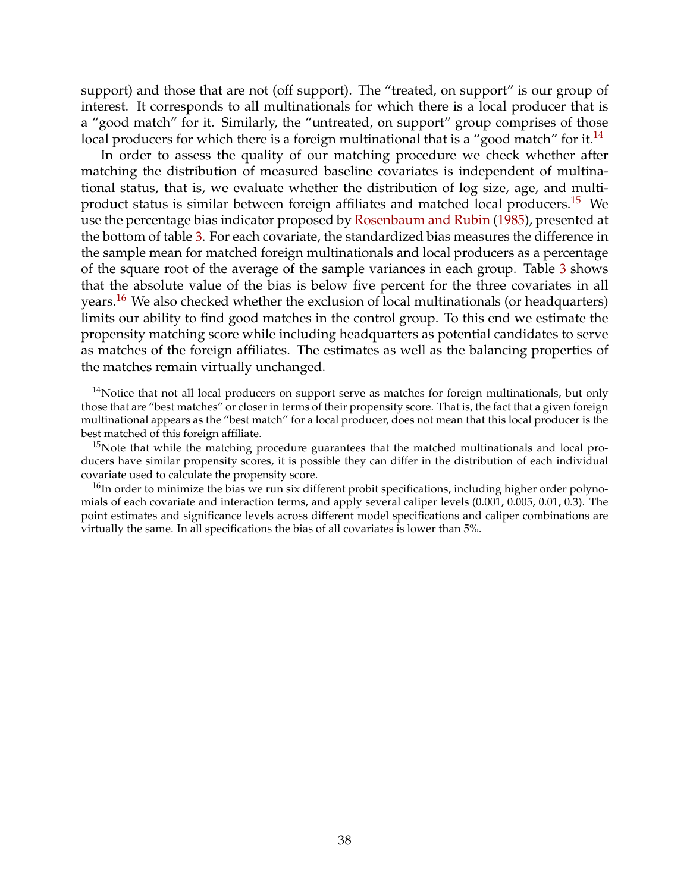support) and those that are not (off support). The "treated, on support" is our group of interest. It corresponds to all multinationals for which there is a local producer that is a "good match" for it. Similarly, the "untreated, on support" group comprises of those local producers for which there is a foreign multinational that is a "good match" for it.[14]

In order to assess the quality of our matching procedure we check whether after matching the distribution of measured baseline covariates is independent of multinational status, that is, we evaluate whether the distribution of log size, age, and multi-product status is similar between foreign affiliates and matched local producers.[15] We use the percentage bias indicator proposed by Rosenbaum and Rubin (1985), presented at the bottom of table 3. For each covariate, the standardized bias measures the difference in the sample mean for matched foreign multinationals and local producers as a percentage of the square root of the average of the sample variances in each group. Table 3 shows that the absolute value of the bias is below five percent for the three covariates in all years.[16] We also checked whether the exclusion of local multinationals (or headquarters) limits our ability to find good matches in the control group. To this end we estimate the propensity matching score while including headquarters as potential candidates to serve as matches of the foreign affiliates. The estimates as well as the balancing properties of the matches remain virtually unchanged.

---

[14] Notice that not all local producers on support serve as matches for foreign multinationals, but only those that are "best matches" or closer in terms of their propensity score. That is, the fact that a given foreign multinational appears as the "best match" for a local producer, does not mean that this local producer is the best matched of this foreign affiliate.

[15] Note that while the matching procedure guarantees that the matched multinationals and local producers have similar propensity scores, it is possible they can differ in the distribution of each individual covariate used to calculate the propensity score.

[16] In order to minimize the bias we run six different probit specifications, including higher order polynomials of each covariate and interaction terms, and apply several caliper levels (0.001, 0.005, 0.01, 0.3). The point estimates and significance levels across different model specifications and caliper combinations are virtually the same. In all specifications the bias of all covariates is lower than 5%.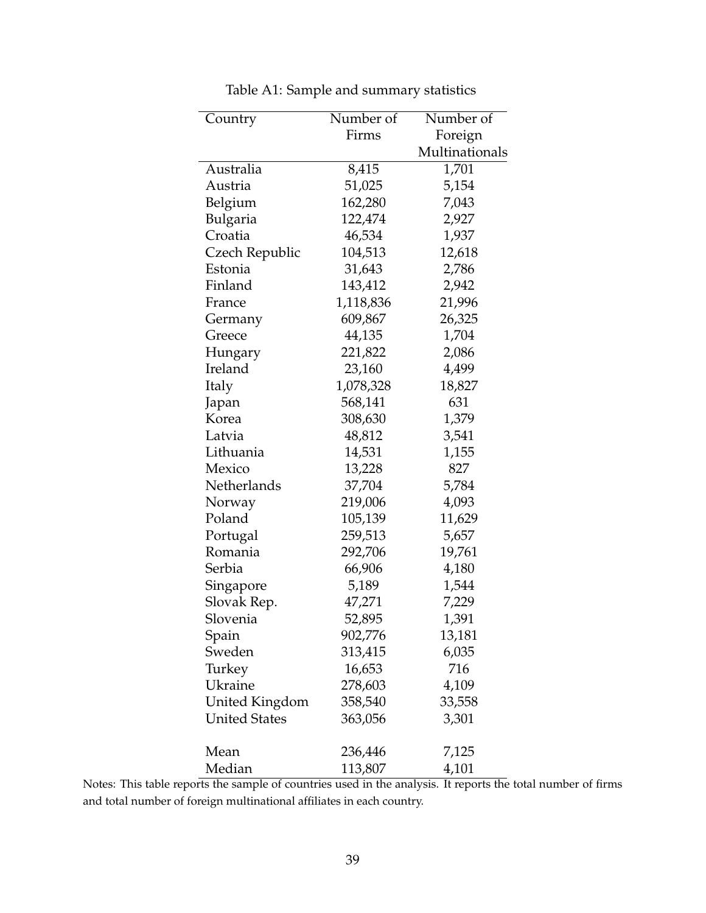Table A1: Sample and summary statistics

| Country | Number of Firms | Number of Foreign Multinationals |
|---|---|---|
| Australia | 8,415 | 1,701 |
| Austria | 51,025 | 5,154 |
| Belgium | 162,280 | 7,043 |
| Bulgaria | 122,474 | 2,927 |
| Croatia | 46,534 | 1,937 |
| Czech Republic | 104,513 | 12,618 |
| Estonia | 31,643 | 2,786 |
| Finland | 143,412 | 2,942 |
| France | 1,118,836 | 21,996 |
| Germany | 609,867 | 26,325 |
| Greece | 44,135 | 1,704 |
| Hungary | 221,822 | 2,086 |
| Ireland | 23,160 | 4,499 |
| Italy | 1,078,328 | 18,827 |
| Japan | 568,141 | 631 |
| Korea | 308,630 | 1,379 |
| Latvia | 48,812 | 3,541 |
| Lithuania | 14,531 | 1,155 |
| Mexico | 13,228 | 827 |
| Netherlands | 37,704 | 5,784 |
| Norway | 219,006 | 4,093 |
| Poland | 105,139 | 11,629 |
| Portugal | 259,513 | 5,657 |
| Romania | 292,706 | 19,761 |
| Serbia | 66,906 | 4,180 |
| Singapore | 5,189 | 1,544 |
| Slovak Rep. | 47,271 | 7,229 |
| Slovenia | 52,895 | 1,391 |
| Spain | 902,776 | 13,181 |
| Sweden | 313,415 | 6,035 |
| Turkey | 16,653 | 716 |
| Ukraine | 278,603 | 4,109 |
| United Kingdom | 358,540 | 33,558 |
| United States | 363,056 | 3,301 |
| | | |
| Mean | 236,446 | 7,125 |
| Median | 113,807 | 4,101 |

Notes: This table reports the sample of countries used in the analysis. It reports the total number of firms and total number of foreign multinational affiliates in each country.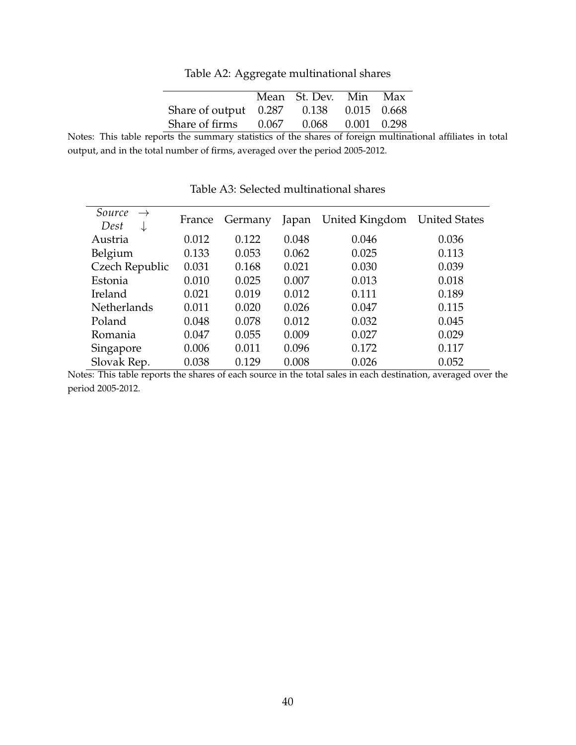Table A2: Aggregate multinational shares

| | Mean | St. Dev. | Min | Max |
|---|---|---|---|---|
| Share of output | 0.287 | 0.138 | 0.015 | 0.668 |
| Share of firms | 0.067 | 0.068 | 0.001 | 0.298 |

Notes: This table reports the summary statistics of the shares of foreign multinational affiliates in total output, and in the total number of firms, averaged over the period 2005-2012.

Table A3: Selected multinational shares

| *Source* $\rightarrow$ *Dest* $\downarrow$ | France | Germany | Japan | United Kingdom | United States |
|---|---|---|---|---|---|
| Austria | 0.012 | 0.122 | 0.048 | 0.046 | 0.036 |
| Belgium | 0.133 | 0.053 | 0.062 | 0.025 | 0.113 |
| Czech Republic | 0.031 | 0.168 | 0.021 | 0.030 | 0.039 |
| Estonia | 0.010 | 0.025 | 0.007 | 0.013 | 0.018 |
| Ireland | 0.021 | 0.019 | 0.012 | 0.111 | 0.189 |
| Netherlands | 0.011 | 0.020 | 0.026 | 0.047 | 0.115 |
| Poland | 0.048 | 0.078 | 0.012 | 0.032 | 0.045 |
| Romania | 0.047 | 0.055 | 0.009 | 0.027 | 0.029 |
| Singapore | 0.006 | 0.011 | 0.096 | 0.172 | 0.117 |
| Slovak Rep. | 0.038 | 0.129 | 0.008 | 0.026 | 0.052 |

Notes: This table reports the shares of each source in the total sales in each destination, averaged over the period 2005-2012.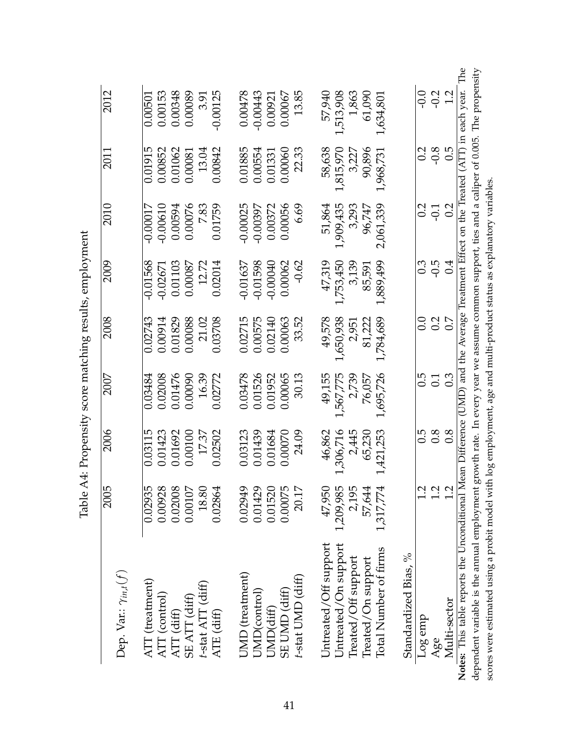Table A4: Propensity score matching results, employment

| Dep. Var.: $\gamma_{in,t}(f)$ | 2005 | 2006 | 2007 | 2008 | 2009 | 2010 | 2011 | 2012 |
|---|---|---|---|---|---|---|---|---|
| ATT (treatment) | 0.02935 | 0.03115 | 0.03484 | 0.02743 | -0.01568 | -0.00017 | 0.01915 | 0.00501 |
| ATT (control) | 0.00928 | 0.01423 | 0.02008 | 0.00914 | -0.02671 | -0.00610 | 0.00852 | 0.00153 |
| ATT (diff) | 0.02008 | 0.01692 | 0.01476 | 0.01829 | 0.01103 | 0.00594 | 0.01062 | 0.00348 |
| SE ATT (diff) | 0.00107 | 0.00100 | 0.00090 | 0.00088 | 0.00087 | 0.00076 | 0.00081 | 0.00089 |
| $t$-stat ATT (diff) | 18.80 | 17.37 | 16.39 | 21.02 | 12.72 | 7.83 | 13.04 | 3.91 |
| ATE (diff) | 0.02864 | 0.02502 | 0.02772 | 0.03708 | 0.02014 | 0.01759 | 0.00842 | -0.00125 |
| UMD (treatment) | 0.02949 | 0.03123 | 0.03478 | 0.02715 | -0.01637 | -0.00025 | 0.01885 | 0.00478 |
| UMD(control) | 0.01429 | 0.01439 | 0.01526 | 0.00575 | -0.01598 | -0.00397 | 0.00554 | -0.00443 |
| UMD(diff) | 0.01520 | 0.01684 | 0.01952 | 0.02140 | -0.00040 | 0.00372 | 0.01331 | 0.00921 |
| SE UMD (diff) | 0.00075 | 0.00070 | 0.00065 | 0.00063 | 0.00062 | 0.00056 | 0.00060 | 0.00067 |
| $t$-stat UMD (diff) | 20.17 | 24.09 | 30.13 | 33.52 | -0.62 | 6.69 | 22.33 | 13.85 |
| Untreated/Off support | 47,950 | 46,862 | 49,155 | 49,578 | 47,319 | 51,864 | 58,638 | 57,940 |
| Untreated/On support | 1,209,985 | 1,306,716 | 1,567,775 | 1,650,938 | 1,753,450 | 1,909,435 | 1,815,970 | 1,513,908 |
| Treated/Off support | 2,195 | 2,445 | 2,739 | 2,951 | 3,139 | 3,293 | 3,227 | 1,863 |
| Treated/On support | 57,644 | 65,230 | 76,057 | 81,222 | 85,591 | 96,747 | 90,896 | 61,090 |
| Total Number of firms | 1,317,774 | 1,421,253 | 1,695,726 | 1,784,689 | 1,889,499 | 2,061,339 | 1,968,731 | 1,634,801 |
| Standardized Bias, % | | | | | | | | |
| Log emp | 1.2 | 0.5 | 0.5 | 0.0 | 0.3 | 0.2 | 0.2 | -0.0 |
| Age | 1.2 | 0.8 | 0.1 | 0.2 | -0.5 | -0.1 | -0.8 | -0.2 |
| Multi-sector | 1.2 | 0.8 | 0.3 | 0.7 | 0.4 | 0.2 | 0.5 | 1.2 |

**Notes:** This table reports the Unconditional Mean Difference (UMD) and the Average Treatment Effect on the Treated (ATT) in each year. The dependent variable is the annual employment growth rate. In every year we assume common support, ties and a caliper of 0.005. The propensity scores were estimated using a probit model with log employment, age and multi-product status as explanatory variables.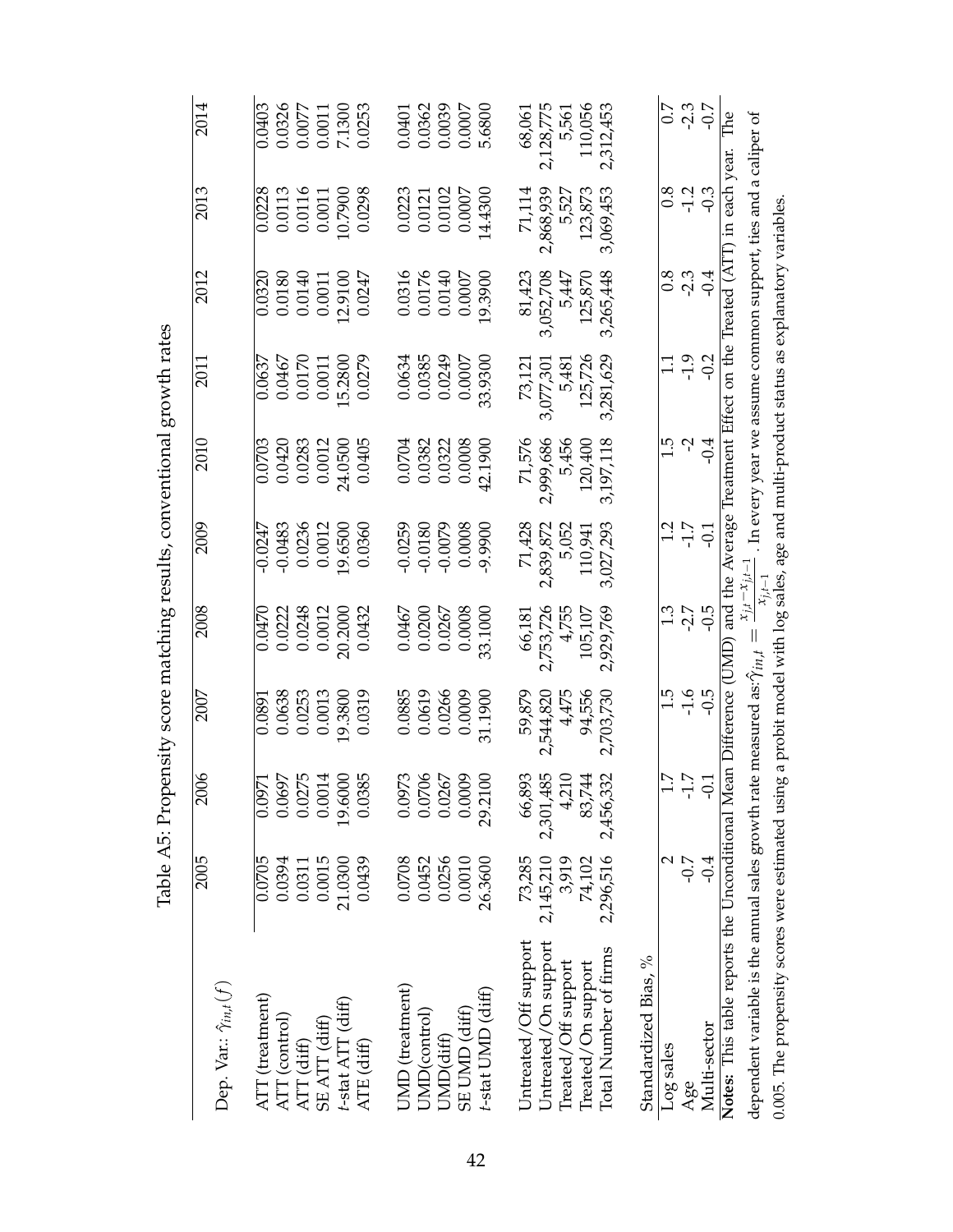Table A5: Propensity score matching results, conventional growth rates

| Dep. Var.: $\hat{\gamma}_{in,t}(f)$ | 2005 | 2006 | 2007 | 2008 | 2009 | 2010 | 2011 | 2012 | 2013 | 2014 |
|---|---|---|---|---|---|---|---|---|---|---|
| ATT (treatment) | 0.0705 | 0.0971 | 0.0891 | 0.0470 | -0.0247 | 0.0703 | 0.0637 | 0.0320 | 0.0228 | 0.0403 |
| ATT (control) | 0.0394 | 0.0697 | 0.0638 | 0.0222 | -0.0483 | 0.0420 | 0.0467 | 0.0180 | 0.0113 | 0.0326 |
| ATT (diff) | 0.0311 | 0.0275 | 0.0253 | 0.0248 | 0.0236 | 0.0283 | 0.0170 | 0.0140 | 0.0116 | 0.0077 |
| SE ATT (diff) | 0.0015 | 0.0014 | 0.0013 | 0.0012 | 0.0012 | 0.0012 | 0.0011 | 0.0011 | 0.0011 | 0.0011 |
| $t$-stat ATT (diff) | 21.0300 | 19.6000 | 19.3800 | 20.2000 | 19.6500 | 24.0500 | 15.2800 | 12.9100 | 10.7900 | 7.1300 |
| ATE (diff) | 0.0439 | 0.0385 | 0.0319 | 0.0432 | 0.0360 | 0.0405 | 0.0279 | 0.0247 | 0.0298 | 0.0253 |
| | | | | | | | | | | |
| UMD (treatment) | 0.0708 | 0.0973 | 0.0885 | 0.0467 | -0.0259 | 0.0704 | 0.0634 | 0.0316 | 0.0223 | 0.0401 |
| UMD(control) | 0.0452 | 0.0706 | 0.0619 | 0.0200 | -0.0180 | 0.0382 | 0.0385 | 0.0176 | 0.0121 | 0.0362 |
| UMD(diff) | 0.0256 | 0.0267 | 0.0266 | 0.0267 | -0.0079 | 0.0322 | 0.0249 | 0.0140 | 0.0102 | 0.0039 |
| SE UMD (diff) | 0.0010 | 0.0009 | 0.0009 | 0.0008 | 0.0008 | 0.0008 | 0.0007 | 0.0007 | 0.0007 | 0.0007 |
| $t$-stat UMD (diff) | 26.3600 | 29.2100 | 31.1900 | 33.1000 | -9.9900 | 42.1900 | 33.9300 | 19.3900 | 14.4300 | 5.6800 |
| | | | | | | | | | | |
| Untreated/Off support | 73,285 | 66,893 | 59,879 | 66,181 | 71,428 | 71,576 | 73,121 | 81,423 | 71,114 | 68,061 |
| Untreated/On support | 2,145,210 | 2,301,485 | 2,544,820 | 2,753,726 | 2,839,872 | 2,999,686 | 3,077,301 | 3,052,708 | 2,868,939 | 2,128,775 |
| Treated/Off support | 3,919 | 4,210 | 4,475 | 4,755 | 5,052 | 5,456 | 5,481 | 5,447 | 5,527 | 5,561 |
| Treated/On support | 74,102 | 83,744 | 94,556 | 105,107 | 110,941 | 120,400 | 125,726 | 125,870 | 123,873 | 110,056 |
| Total Number of firms | 2,296,516 | 2,456,332 | 2,703,730 | 2,929,769 | 3,027,293 | 3,197,118 | 3,281,629 | 3,265,448 | 3,069,453 | 2,312,453 |
| | | | | | | | | | | |
| Standardized Bias, % | | | | | | | | | | |
| Log sales | 2 | 1.7 | 1.5 | 1.3 | 1.2 | 1.5 | 1.1 | 0.8 | 0.8 | 0.7 |
| Age | -0.7 | -1.7 | -1.6 | -2.7 | -1.7 | -2 | -1.9 | -2.3 | -1.2 | -2.3 |
| Multi-sector | -0.4 | -0.1 | -0.5 | -0.5 | -0.1 | -0.4 | -0.2 | -0.4 | -0.3 | -0.7 |

**Notes:** This table reports the Unconditional Mean Difference (UMD) and the Average Treatment Effect on the Treated (ATT) in each year. The dependent variable is the annual sales growth rate measured as: $\hat{\gamma}_{in,t} = \frac{x_{j,t}-x_{j,t-1}}{x_{j,t-1}}$. In every year we assume common support, ties and a caliper of 0.005. The propensity scores were estimated using a probit model with log sales, age and multi-product status as explanatory variables.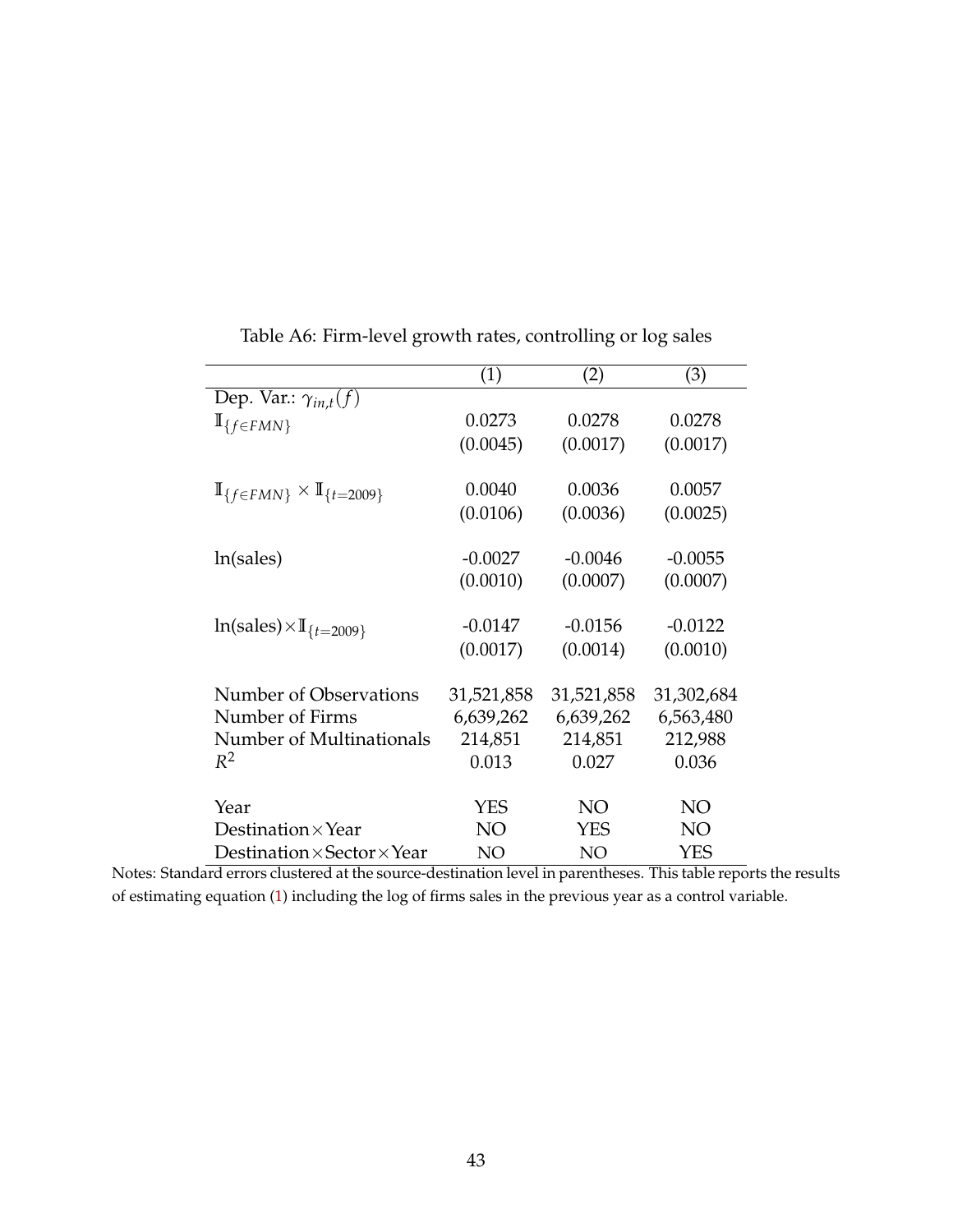Table A6: Firm-level growth rates, controlling or log sales

| | (1) | (2) | (3) |
|---|---|---|---|
| Dep. Var.: $\gamma_{in,t}(f)$ | | | |
| $\mathbb{I}_{\{f \in FMN\}}$ | 0.0273 | 0.0278 | 0.0278 |
| | (0.0045) | (0.0017) | (0.0017) |
| $\mathbb{I}_{\{f \in FMN\}} \times \mathbb{I}_{\{t=2009\}}$ | 0.0040 | 0.0036 | 0.0057 |
| | (0.0106) | (0.0036) | (0.0025) |
| ln(sales) | -0.0027 | -0.0046 | -0.0055 |
| | (0.0010) | (0.0007) | (0.0007) |
| ln(sales)$\times \mathbb{I}_{\{t=2009\}}$ | -0.0147 | -0.0156 | -0.0122 |
| | (0.0017) | (0.0014) | (0.0010) |
| Number of Observations | 31,521,858 | 31,521,858 | 31,302,684 |
| Number of Firms | 6,639,262 | 6,639,262 | 6,563,480 |
| Number of Multinationals | 214,851 | 214,851 | 212,988 |
| $R^2$ | 0.013 | 0.027 | 0.036 |
| Year | YES | NO | NO |
| Destination$\times$Year | NO | YES | NO |
| Destination$\times$Sector$\times$Year | NO | NO | YES |

Notes: Standard errors clustered at the source-destination level in parentheses. This table reports the results of estimating equation (1) including the log of firms sales in the previous year as a control variable.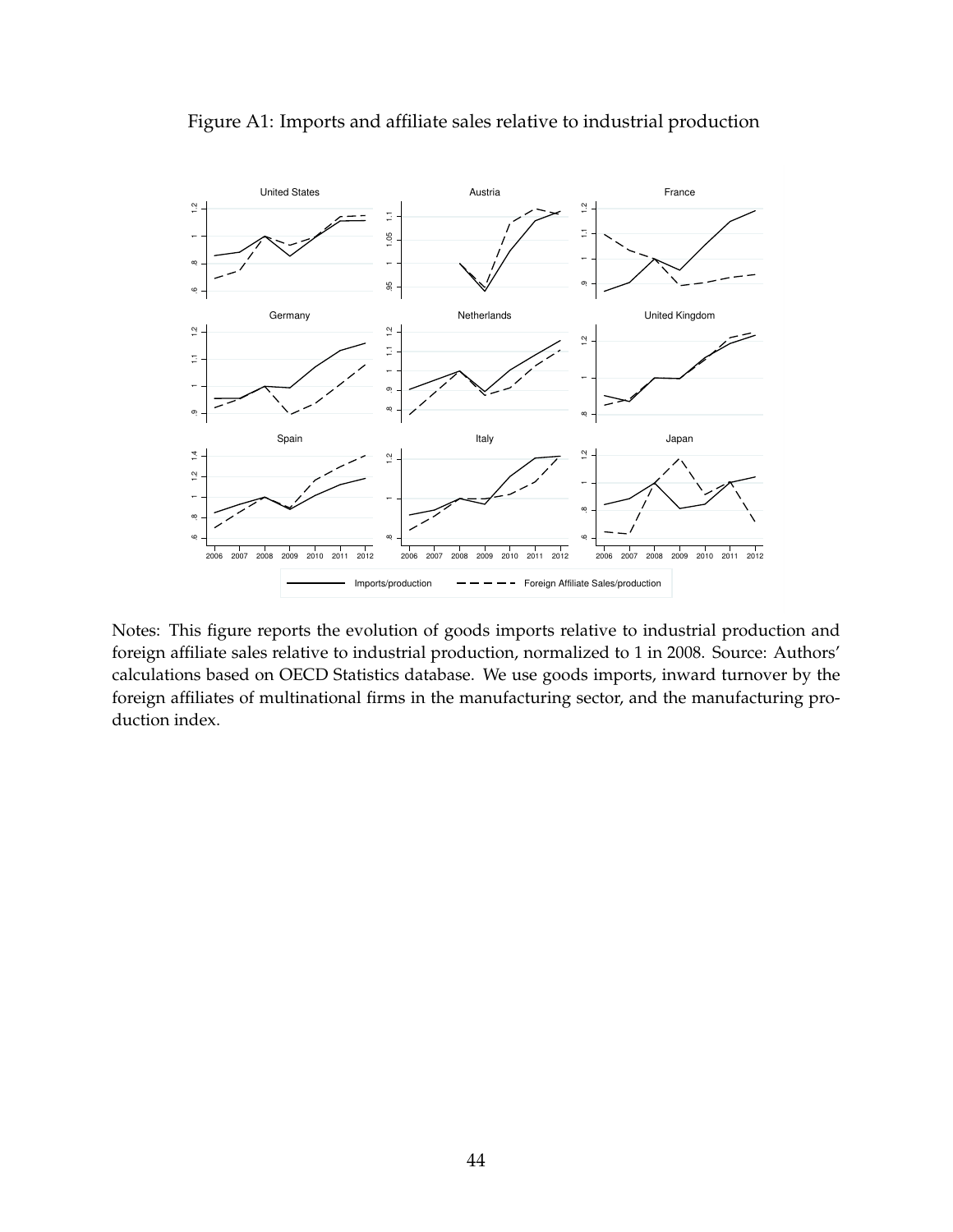Figure A1: Imports and affiliate sales relative to industrial production

Notes: This figure reports the evolution of goods imports relative to industrial production and foreign affiliate sales relative to industrial production, normalized to 1 in 2008. Source: Authors' calculations based on OECD Statistics database. We use goods imports, inward turnover by the foreign affiliates of multinational firms in the manufacturing sector, and the manufacturing production index.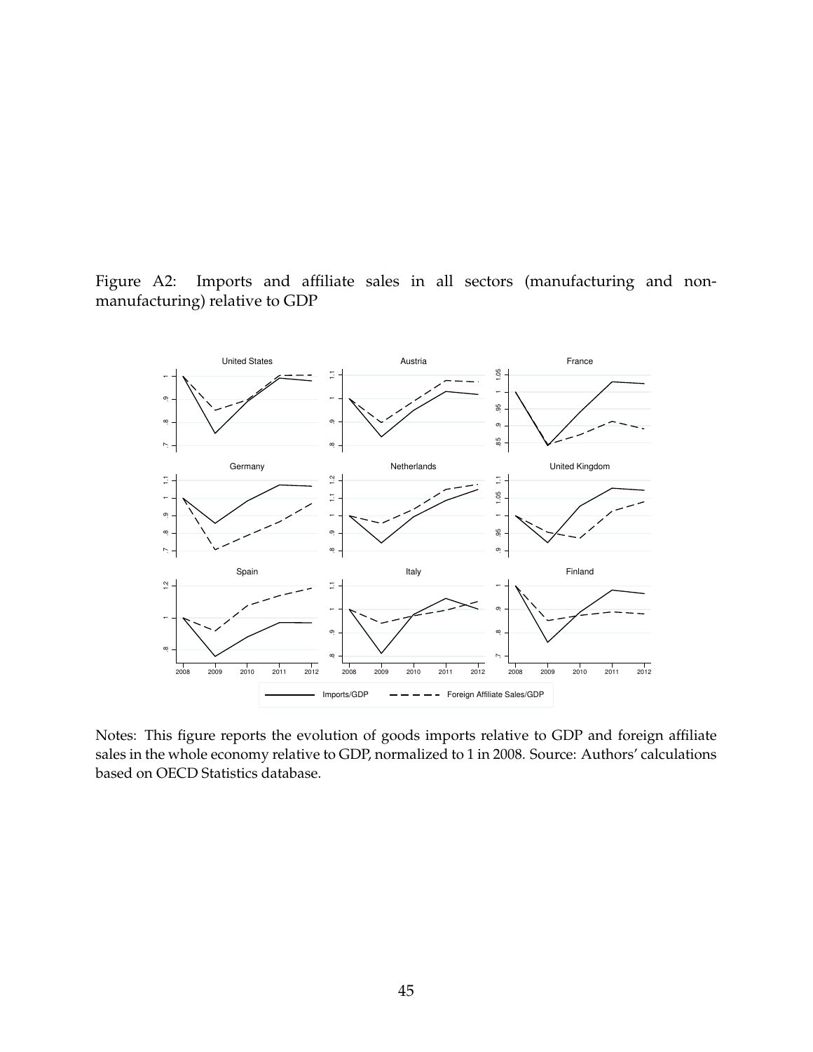Figure A2: Imports and affiliate sales in all sectors (manufacturing and non-manufacturing) relative to GDP

Notes: This figure reports the evolution of goods imports relative to GDP and foreign affiliate sales in the whole economy relative to GDP, normalized to 1 in 2008. Source: Authors' calculations based on OECD Statistics database.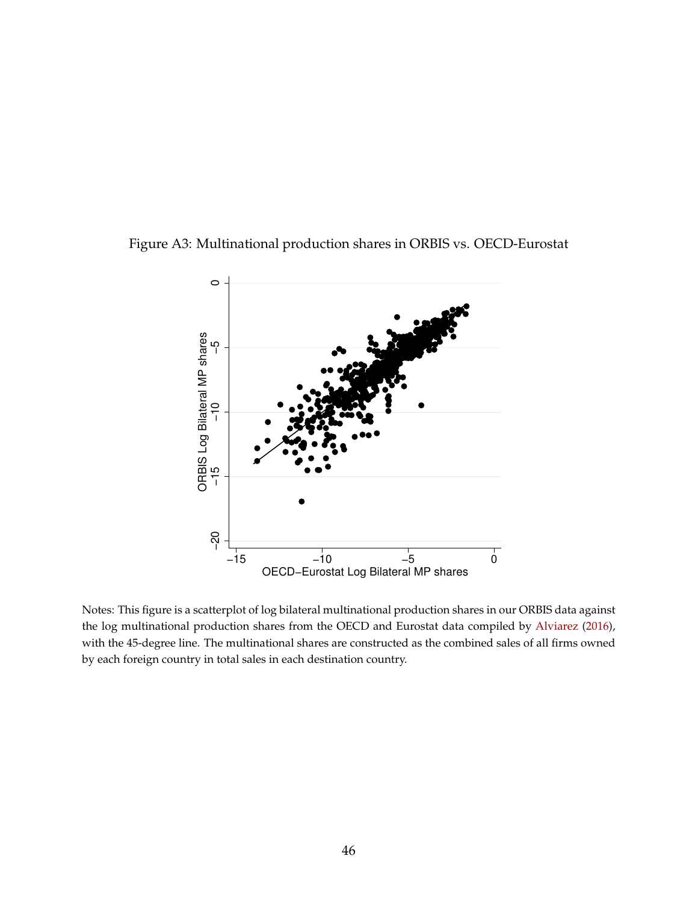Figure A3: Multinational production shares in ORBIS vs. OECD-Eurostat

Notes: This figure is a scatterplot of log bilateral multinational production shares in our ORBIS data against the log multinational production shares from the OECD and Eurostat data compiled by Alviarez (2016), with the 45-degree line. The multinational shares are constructed as the combined sales of all firms owned by each foreign country in total sales in each destination country.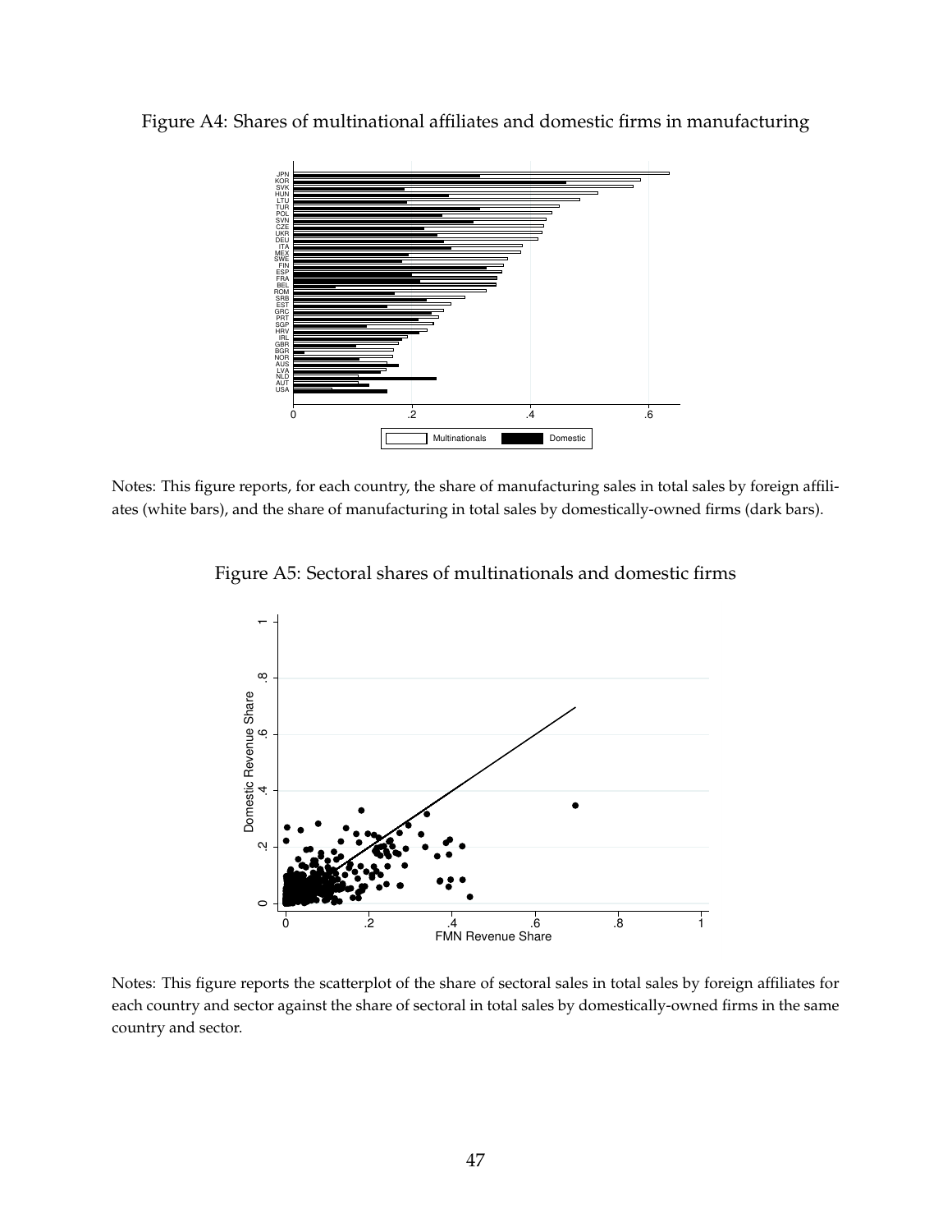Figure A4: Shares of multinational affiliates and domestic firms in manufacturing

Notes: This figure reports, for each country, the share of manufacturing sales in total sales by foreign affiliates (white bars), and the share of manufacturing in total sales by domestically-owned firms (dark bars).

Figure A5: Sectoral shares of multinationals and domestic firms

Notes: This figure reports the scatterplot of the share of sectoral sales in total sales by foreign affiliates for each country and sector against the share of sectoral in total sales by domestically-owned firms in the same country and sector.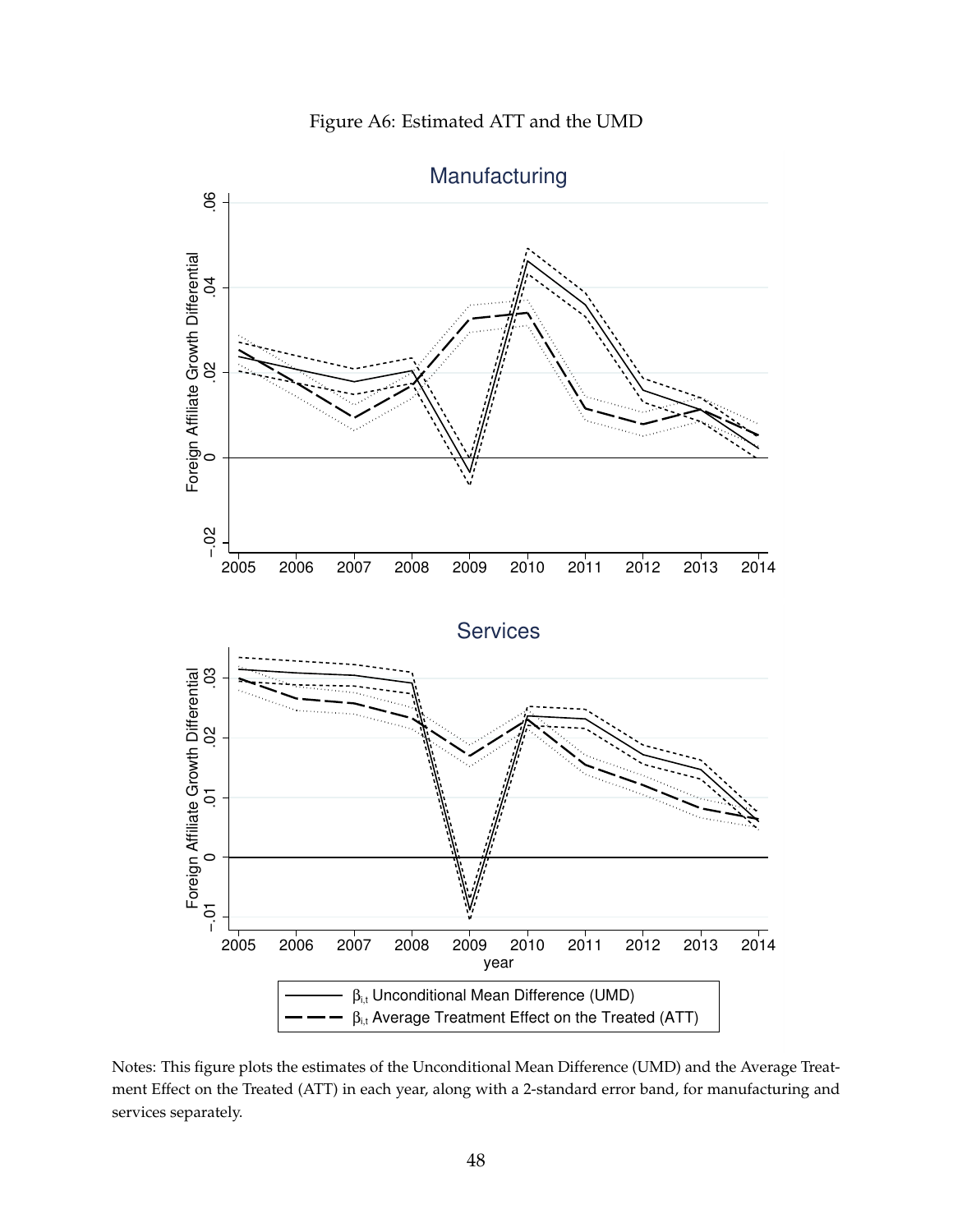Figure A6: Estimated ATT and the UMD

Manufacturing

Foreign Affiliate Growth Differential

.06
.04
.02
0
−.02

2005 2006 2007 2008 2009 2010 2011 2012 2013 2014

Services

Foreign Affiliate Growth Differential

.03
.02
.01
0
−.01

2005 2006 2007 2008 2009 2010 2011 2012 2013 2014

year

$\beta_{i,t}$ Unconditional Mean Difference (UMD)

$\beta_{i,t}$ Average Treatment Effect on the Treated (ATT)

Notes: This figure plots the estimates of the Unconditional Mean Difference (UMD) and the Average Treatment Effect on the Treated (ATT) in each year, along with a 2-standard error band, for manufacturing and services separately.